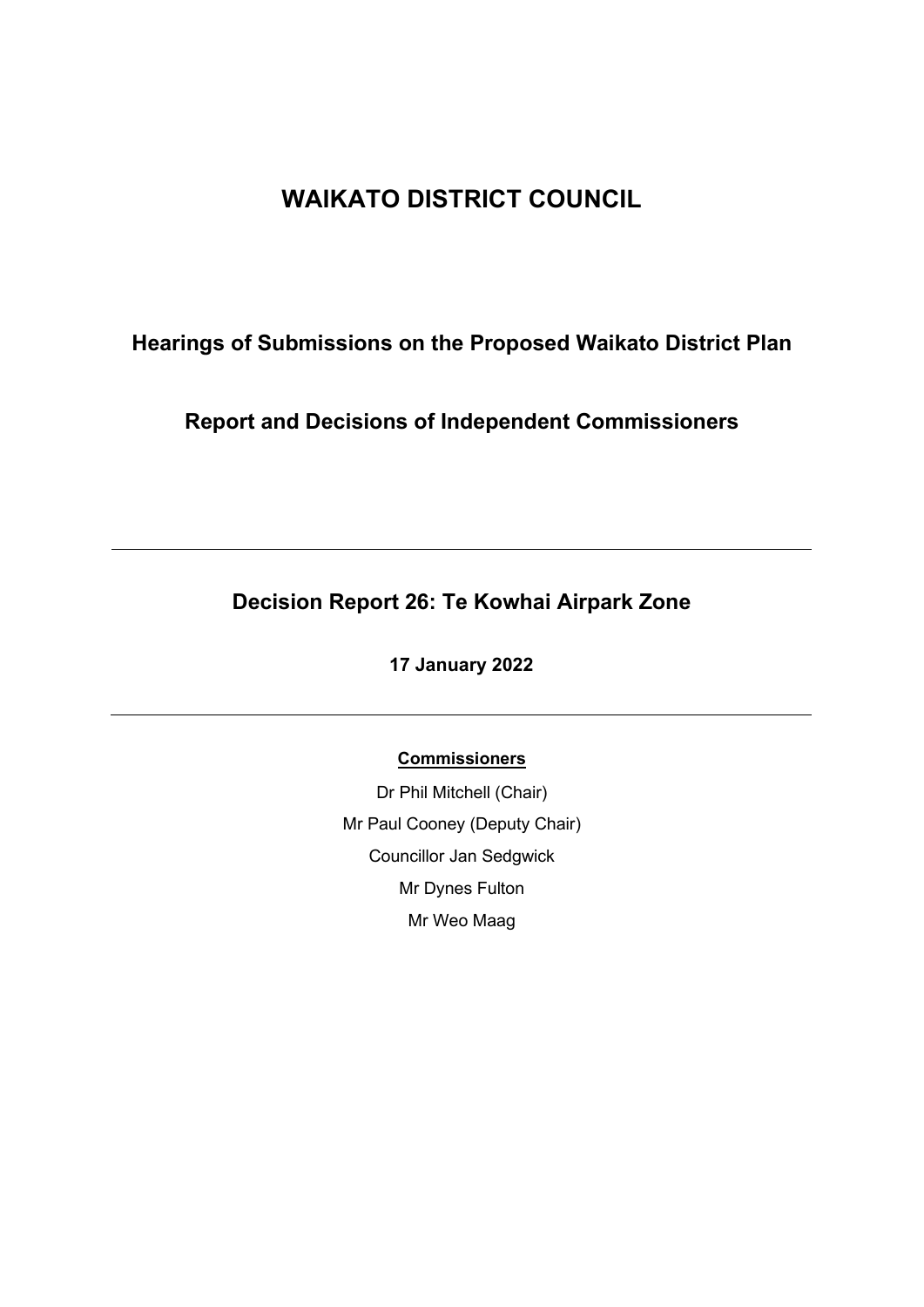# WAIKATO DISTRICT COUNCIL

## Hearings of Submissions on the Proposed Waikato District Plan

## Report and Decisions of Independent Commissioners

---

## Decision Report 26: Te Kowhai Airpark Zone

**17 January 2022**

---

**Commissioners**

Dr Phil Mitchell (Chair)

Mr Paul Cooney (Deputy Chair)

Councillor Jan Sedgwick

Mr Dynes Fulton

Mr Weo Maag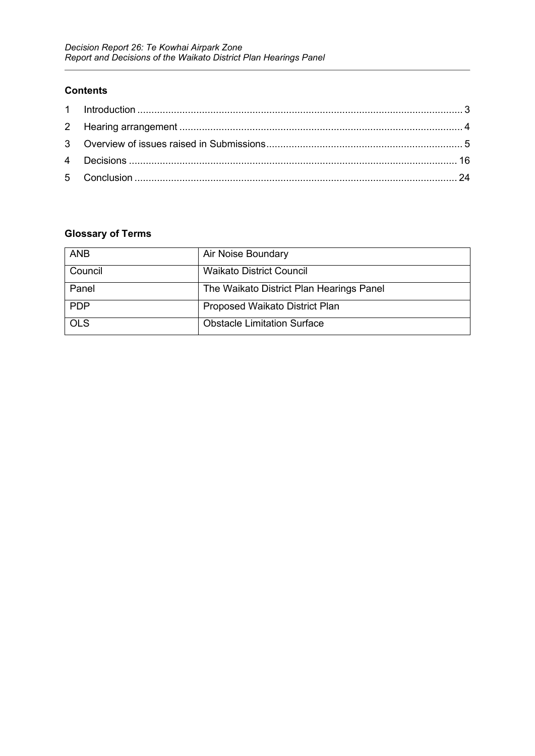## Contents

| | | |
|---|---|---|
| 1 | Introduction | 3 |
| 2 | Hearing arrangement | 4 |
| 3 | Overview of issues raised in Submissions | 5 |
| 4 | Decisions | 16 |
| 5 | Conclusion | 24 |

## Glossary of Terms

| | |
|---|---|
| ANB | Air Noise Boundary |
| Council | Waikato District Council |
| Panel | The Waikato District Plan Hearings Panel |
| PDP | Proposed Waikato District Plan |
| OLS | Obstacle Limitation Surface |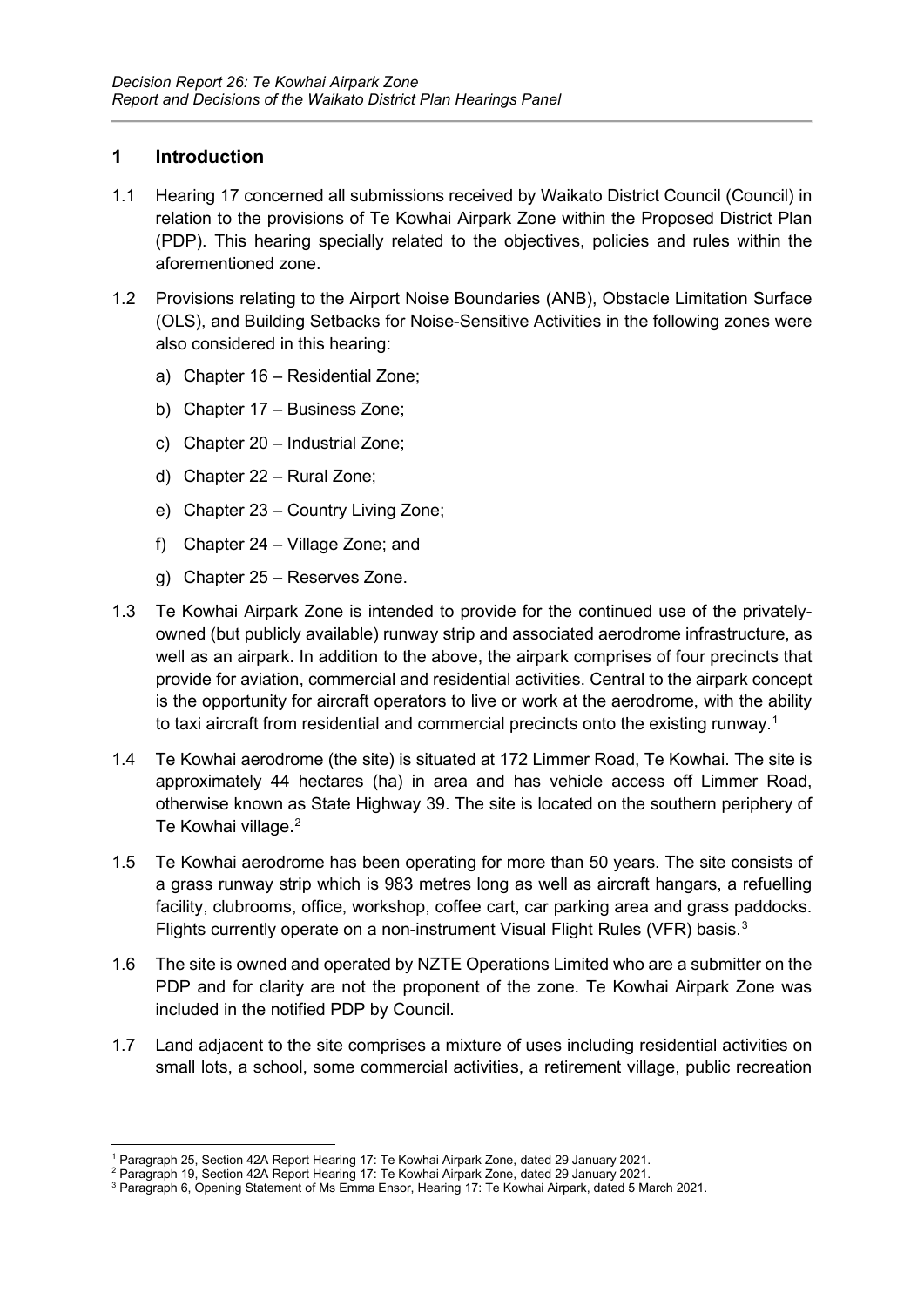## 1 Introduction

1.1 Hearing 17 concerned all submissions received by Waikato District Council (Council) in relation to the provisions of Te Kowhai Airpark Zone within the Proposed District Plan (PDP). This hearing specially related to the objectives, policies and rules within the aforementioned zone.

1.2 Provisions relating to the Airport Noise Boundaries (ANB), Obstacle Limitation Surface (OLS), and Building Setbacks for Noise-Sensitive Activities in the following zones were also considered in this hearing:

a) Chapter 16 – Residential Zone;

b) Chapter 17 – Business Zone;

c) Chapter 20 – Industrial Zone;

d) Chapter 22 – Rural Zone;

e) Chapter 23 – Country Living Zone;

f) Chapter 24 – Village Zone; and

g) Chapter 25 – Reserves Zone.

1.3 Te Kowhai Airpark Zone is intended to provide for the continued use of the privately-owned (but publicly available) runway strip and associated aerodrome infrastructure, as well as an airpark. In addition to the above, the airpark comprises of four precincts that provide for aviation, commercial and residential activities. Central to the airpark concept is the opportunity for aircraft operators to live or work at the aerodrome, with the ability to taxi aircraft from residential and commercial precincts onto the existing runway.[1]

1.4 Te Kowhai aerodrome (the site) is situated at 172 Limmer Road, Te Kowhai. The site is approximately 44 hectares (ha) in area and has vehicle access off Limmer Road, otherwise known as State Highway 39. The site is located on the southern periphery of Te Kowhai village.[2]

1.5 Te Kowhai aerodrome has been operating for more than 50 years. The site consists of a grass runway strip which is 983 metres long as well as aircraft hangars, a refuelling facility, clubrooms, office, workshop, coffee cart, car parking area and grass paddocks. Flights currently operate on a non-instrument Visual Flight Rules (VFR) basis.[3]

1.6 The site is owned and operated by NZTE Operations Limited who are a submitter on the PDP and for clarity are not the proponent of the zone. Te Kowhai Airpark Zone was included in the notified PDP by Council.

1.7 Land adjacent to the site comprises a mixture of uses including residential activities on small lots, a school, some commercial activities, a retirement village, public recreation

---

[1] Paragraph 25, Section 42A Report Hearing 17: Te Kowhai Airpark Zone, dated 29 January 2021.

[2] Paragraph 19, Section 42A Report Hearing 17: Te Kowhai Airpark Zone, dated 29 January 2021.

[3] Paragraph 6, Opening Statement of Ms Emma Ensor, Hearing 17: Te Kowhai Airpark, dated 5 March 2021.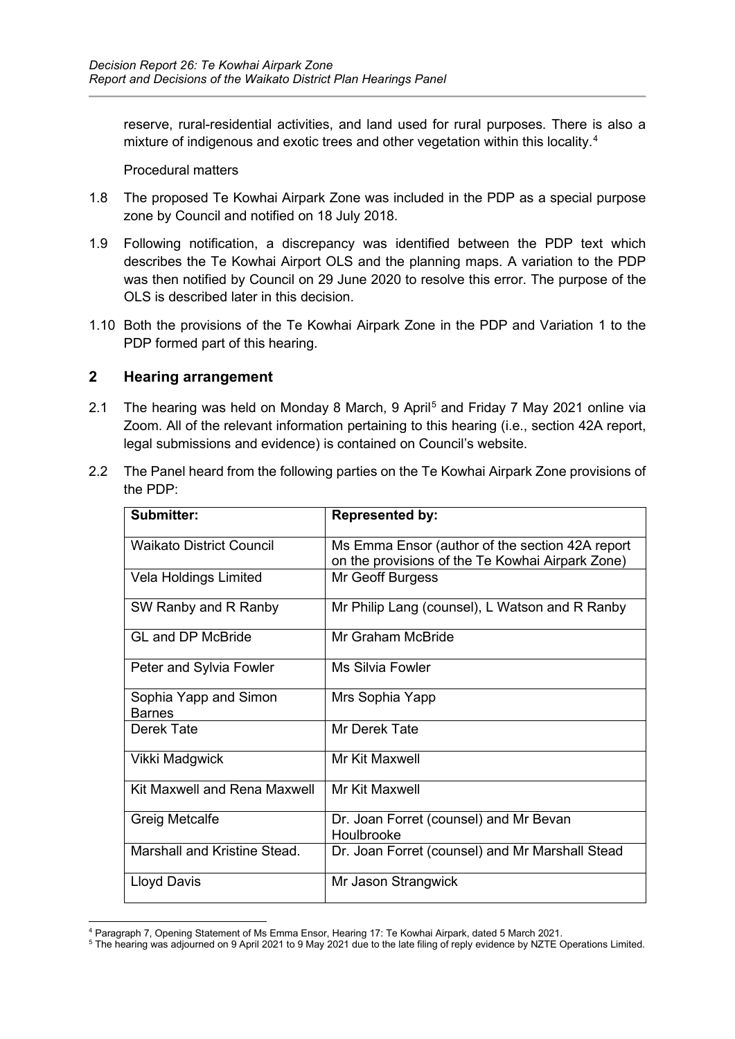reserve, rural-residential activities, and land used for rural purposes. There is also a mixture of indigenous and exotic trees and other vegetation within this locality.[4]

Procedural matters

1.8 The proposed Te Kowhai Airpark Zone was included in the PDP as a special purpose zone by Council and notified on 18 July 2018.

1.9 Following notification, a discrepancy was identified between the PDP text which describes the Te Kowhai Airport OLS and the planning maps. A variation to the PDP was then notified by Council on 29 June 2020 to resolve this error. The purpose of the OLS is described later in this decision.

1.10 Both the provisions of the Te Kowhai Airpark Zone in the PDP and Variation 1 to the PDP formed part of this hearing.

## 2 Hearing arrangement

2.1 The hearing was held on Monday 8 March, 9 April[5] and Friday 7 May 2021 online via Zoom. All of the relevant information pertaining to this hearing (i.e., section 42A report, legal submissions and evidence) is contained on Council's website.

2.2 The Panel heard from the following parties on the Te Kowhai Airpark Zone provisions of the PDP:

| Submitter: | Represented by: |
|---|---|
| Waikato District Council | Ms Emma Ensor (author of the section 42A report on the provisions of the Te Kowhai Airpark Zone) |
| Vela Holdings Limited | Mr Geoff Burgess |
| SW Ranby and R Ranby | Mr Philip Lang (counsel), L Watson and R Ranby |
| GL and DP McBride | Mr Graham McBride |
| Peter and Sylvia Fowler | Ms Silvia Fowler |
| Sophia Yapp and Simon Barnes | Mrs Sophia Yapp |
| Derek Tate | Mr Derek Tate |
| Vikki Madgwick | Mr Kit Maxwell |
| Kit Maxwell and Rena Maxwell | Mr Kit Maxwell |
| Greig Metcalfe | Dr. Joan Forret (counsel) and Mr Bevan Houlbrooke |
| Marshall and Kristine Stead. | Dr. Joan Forret (counsel) and Mr Marshall Stead |
| Lloyd Davis | Mr Jason Strangwick |

[4] Paragraph 7, Opening Statement of Ms Emma Ensor, Hearing 17: Te Kowhai Airpark, dated 5 March 2021.

[5] The hearing was adjourned on 9 April 2021 to 9 May 2021 due to the late filing of reply evidence by NZTE Operations Limited.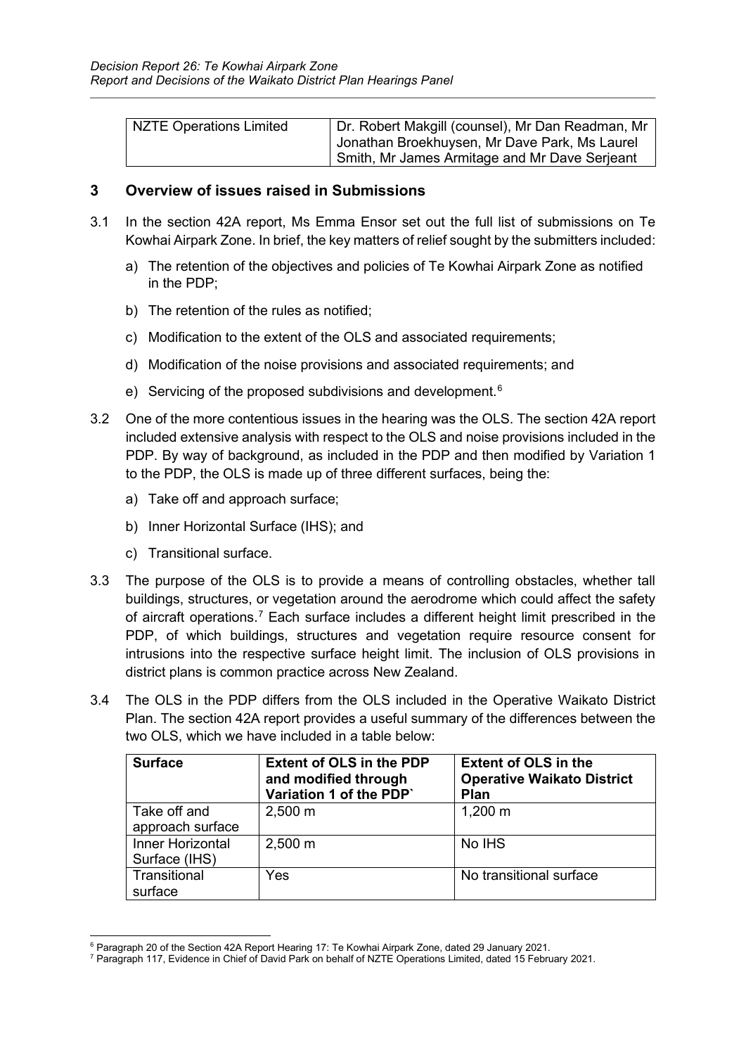| NZTE Operations Limited | Dr. Robert Makgill (counsel), Mr Dan Readman, Mr Jonathan Broekhuysen, Mr Dave Park, Ms Laurel Smith, Mr James Armitage and Mr Dave Serjeant |
|---|---|

## 3 Overview of issues raised in Submissions

3.1 In the section 42A report, Ms Emma Ensor set out the full list of submissions on Te Kowhai Airpark Zone. In brief, the key matters of relief sought by the submitters included:

a) The retention of the objectives and policies of Te Kowhai Airpark Zone as notified in the PDP;

b) The retention of the rules as notified;

c) Modification to the extent of the OLS and associated requirements;

d) Modification of the noise provisions and associated requirements; and

e) Servicing of the proposed subdivisions and development.[6]

3.2 One of the more contentious issues in the hearing was the OLS. The section 42A report included extensive analysis with respect to the OLS and noise provisions included in the PDP. By way of background, as included in the PDP and then modified by Variation 1 to the PDP, the OLS is made up of three different surfaces, being the:

a) Take off and approach surface;

b) Inner Horizontal Surface (IHS); and

c) Transitional surface.

3.3 The purpose of the OLS is to provide a means of controlling obstacles, whether tall buildings, structures, or vegetation around the aerodrome which could affect the safety of aircraft operations.[7] Each surface includes a different height limit prescribed in the PDP, of which buildings, structures and vegetation require resource consent for intrusions into the respective surface height limit. The inclusion of OLS provisions in district plans is common practice across New Zealand.

3.4 The OLS in the PDP differs from the OLS included in the Operative Waikato District Plan. The section 42A report provides a useful summary of the differences between the two OLS, which we have included in a table below:

| Surface | Extent of OLS in the PDP and modified through Variation 1 of the PDP` | Extent of OLS in the Operative Waikato District Plan |
|---|---|---|
| Take off and approach surface | 2,500 m | 1,200 m |
| Inner Horizontal Surface (IHS) | 2,500 m | No IHS |
| Transitional surface | Yes | No transitional surface |

[6] Paragraph 20 of the Section 42A Report Hearing 17: Te Kowhai Airpark Zone, dated 29 January 2021.

[7] Paragraph 117, Evidence in Chief of David Park on behalf of NZTE Operations Limited, dated 15 February 2021.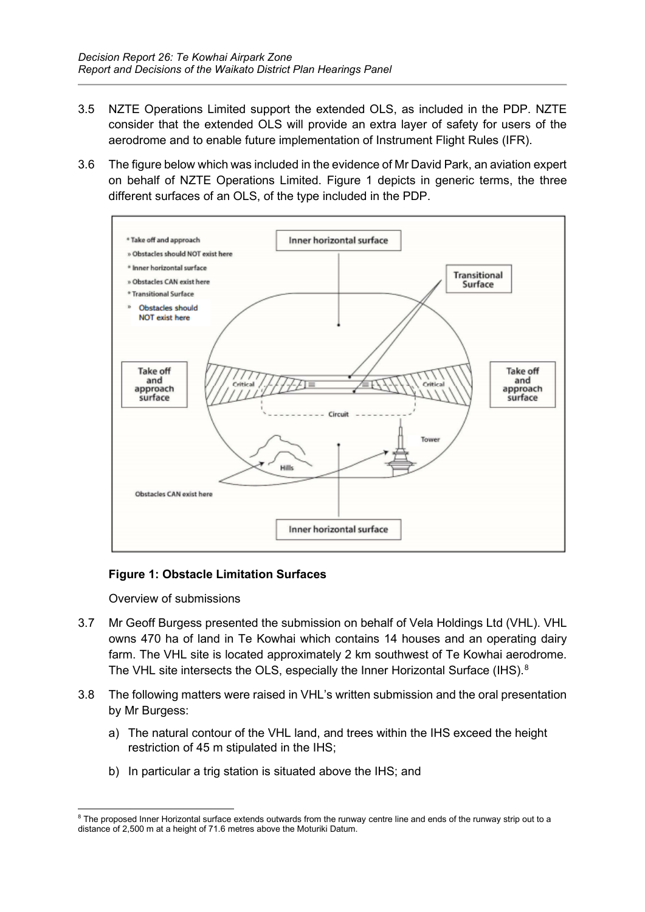3.5 NZTE Operations Limited support the extended OLS, as included in the PDP. NZTE consider that the extended OLS will provide an extra layer of safety for users of the aerodrome and to enable future implementation of Instrument Flight Rules (IFR).

3.6 The figure below which was included in the evidence of Mr David Park, an aviation expert on behalf of NZTE Operations Limited. Figure 1 depicts in generic terms, the three different surfaces of an OLS, of the type included in the PDP.

**Figure 1: Obstacle Limitation Surfaces**

Overview of submissions

3.7 Mr Geoff Burgess presented the submission on behalf of Vela Holdings Ltd (VHL). VHL owns 470 ha of land in Te Kowhai which contains 14 houses and an operating dairy farm. The VHL site is located approximately 2 km southwest of Te Kowhai aerodrome. The VHL site intersects the OLS, especially the Inner Horizontal Surface (IHS).[8]

3.8 The following matters were raised in VHL's written submission and the oral presentation by Mr Burgess:

a) The natural contour of the VHL land, and trees within the IHS exceed the height restriction of 45 m stipulated in the IHS;

b) In particular a trig station is situated above the IHS; and

[8] The proposed Inner Horizontal surface extends outwards from the runway centre line and ends of the runway strip out to a distance of 2,500 m at a height of 71.6 metres above the Moturiki Datum.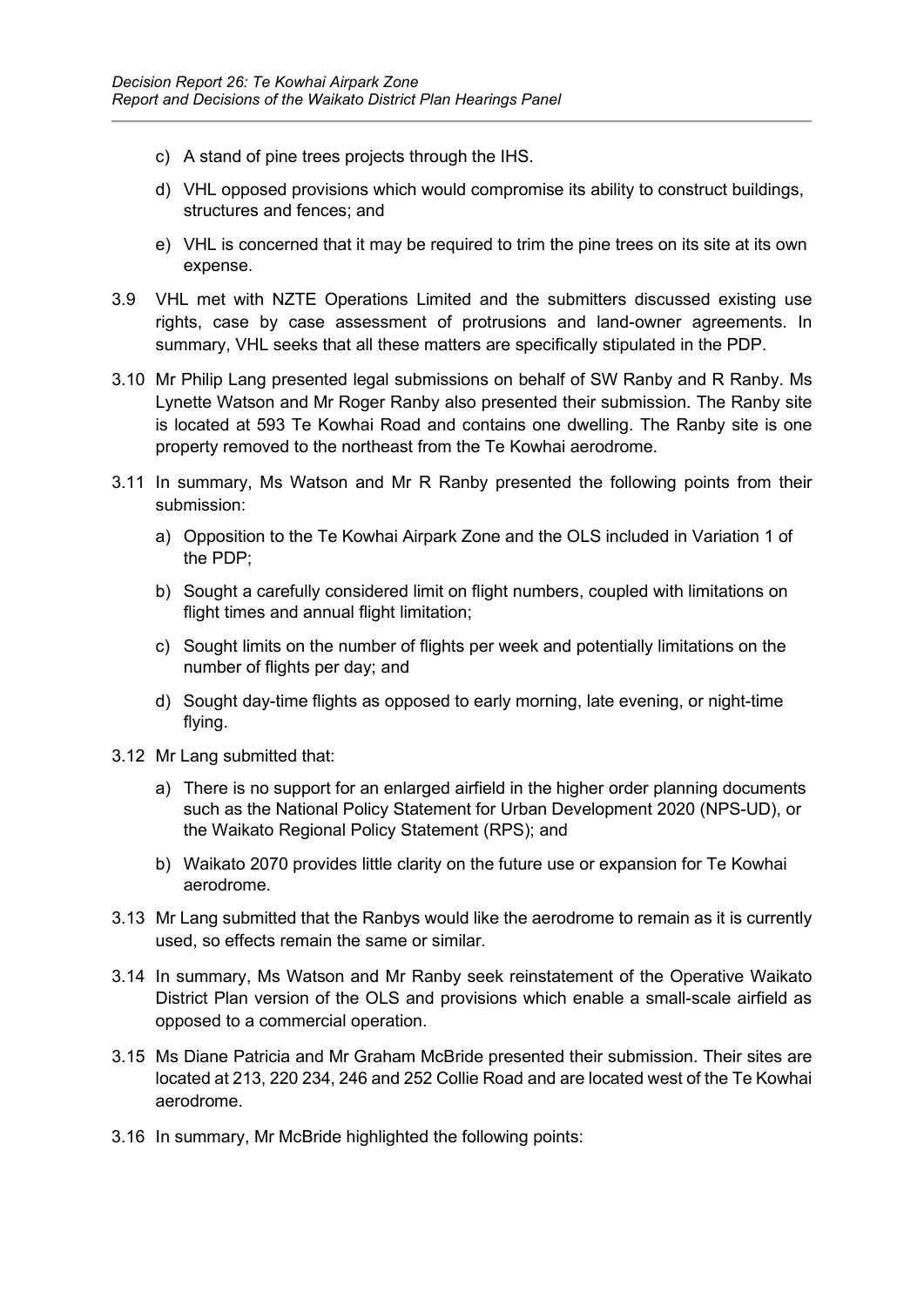c) A stand of pine trees projects through the IHS.

d) VHL opposed provisions which would compromise its ability to construct buildings, structures and fences; and

e) VHL is concerned that it may be required to trim the pine trees on its site at its own expense.

3.9 VHL met with NZTE Operations Limited and the submitters discussed existing use rights, case by case assessment of protrusions and land-owner agreements. In summary, VHL seeks that all these matters are specifically stipulated in the PDP.

3.10 Mr Philip Lang presented legal submissions on behalf of SW Ranby and R Ranby. Ms Lynette Watson and Mr Roger Ranby also presented their submission. The Ranby site is located at 593 Te Kowhai Road and contains one dwelling. The Ranby site is one property removed to the northeast from the Te Kowhai aerodrome.

3.11 In summary, Ms Watson and Mr R Ranby presented the following points from their submission:

a) Opposition to the Te Kowhai Airpark Zone and the OLS included in Variation 1 of the PDP;

b) Sought a carefully considered limit on flight numbers, coupled with limitations on flight times and annual flight limitation;

c) Sought limits on the number of flights per week and potentially limitations on the number of flights per day; and

d) Sought day-time flights as opposed to early morning, late evening, or night-time flying.

3.12 Mr Lang submitted that:

a) There is no support for an enlarged airfield in the higher order planning documents such as the National Policy Statement for Urban Development 2020 (NPS-UD), or the Waikato Regional Policy Statement (RPS); and

b) Waikato 2070 provides little clarity on the future use or expansion for Te Kowhai aerodrome.

3.13 Mr Lang submitted that the Ranbys would like the aerodrome to remain as it is currently used, so effects remain the same or similar.

3.14 In summary, Ms Watson and Mr Ranby seek reinstatement of the Operative Waikato District Plan version of the OLS and provisions which enable a small-scale airfield as opposed to a commercial operation.

3.15 Ms Diane Patricia and Mr Graham McBride presented their submission. Their sites are located at 213, 220 234, 246 and 252 Collie Road and are located west of the Te Kowhai aerodrome.

3.16 In summary, Mr McBride highlighted the following points: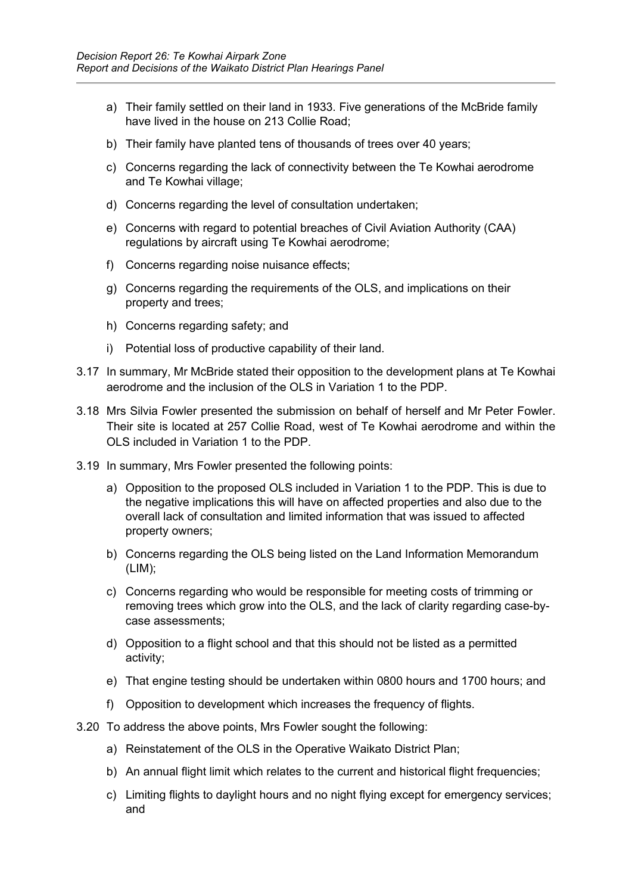a) Their family settled on their land in 1933. Five generations of the McBride family have lived in the house on 213 Collie Road;

b) Their family have planted tens of thousands of trees over 40 years;

c) Concerns regarding the lack of connectivity between the Te Kowhai aerodrome and Te Kowhai village;

d) Concerns regarding the level of consultation undertaken;

e) Concerns with regard to potential breaches of Civil Aviation Authority (CAA) regulations by aircraft using Te Kowhai aerodrome;

f) Concerns regarding noise nuisance effects;

g) Concerns regarding the requirements of the OLS, and implications on their property and trees;

h) Concerns regarding safety; and

i) Potential loss of productive capability of their land.

3.17 In summary, Mr McBride stated their opposition to the development plans at Te Kowhai aerodrome and the inclusion of the OLS in Variation 1 to the PDP.

3.18 Mrs Silvia Fowler presented the submission on behalf of herself and Mr Peter Fowler. Their site is located at 257 Collie Road, west of Te Kowhai aerodrome and within the OLS included in Variation 1 to the PDP.

3.19 In summary, Mrs Fowler presented the following points:

a) Opposition to the proposed OLS included in Variation 1 to the PDP. This is due to the negative implications this will have on affected properties and also due to the overall lack of consultation and limited information that was issued to affected property owners;

b) Concerns regarding the OLS being listed on the Land Information Memorandum (LIM);

c) Concerns regarding who would be responsible for meeting costs of trimming or removing trees which grow into the OLS, and the lack of clarity regarding case-by-case assessments;

d) Opposition to a flight school and that this should not be listed as a permitted activity;

e) That engine testing should be undertaken within 0800 hours and 1700 hours; and

f) Opposition to development which increases the frequency of flights.

3.20 To address the above points, Mrs Fowler sought the following:

a) Reinstatement of the OLS in the Operative Waikato District Plan;

b) An annual flight limit which relates to the current and historical flight frequencies;

c) Limiting flights to daylight hours and no night flying except for emergency services; and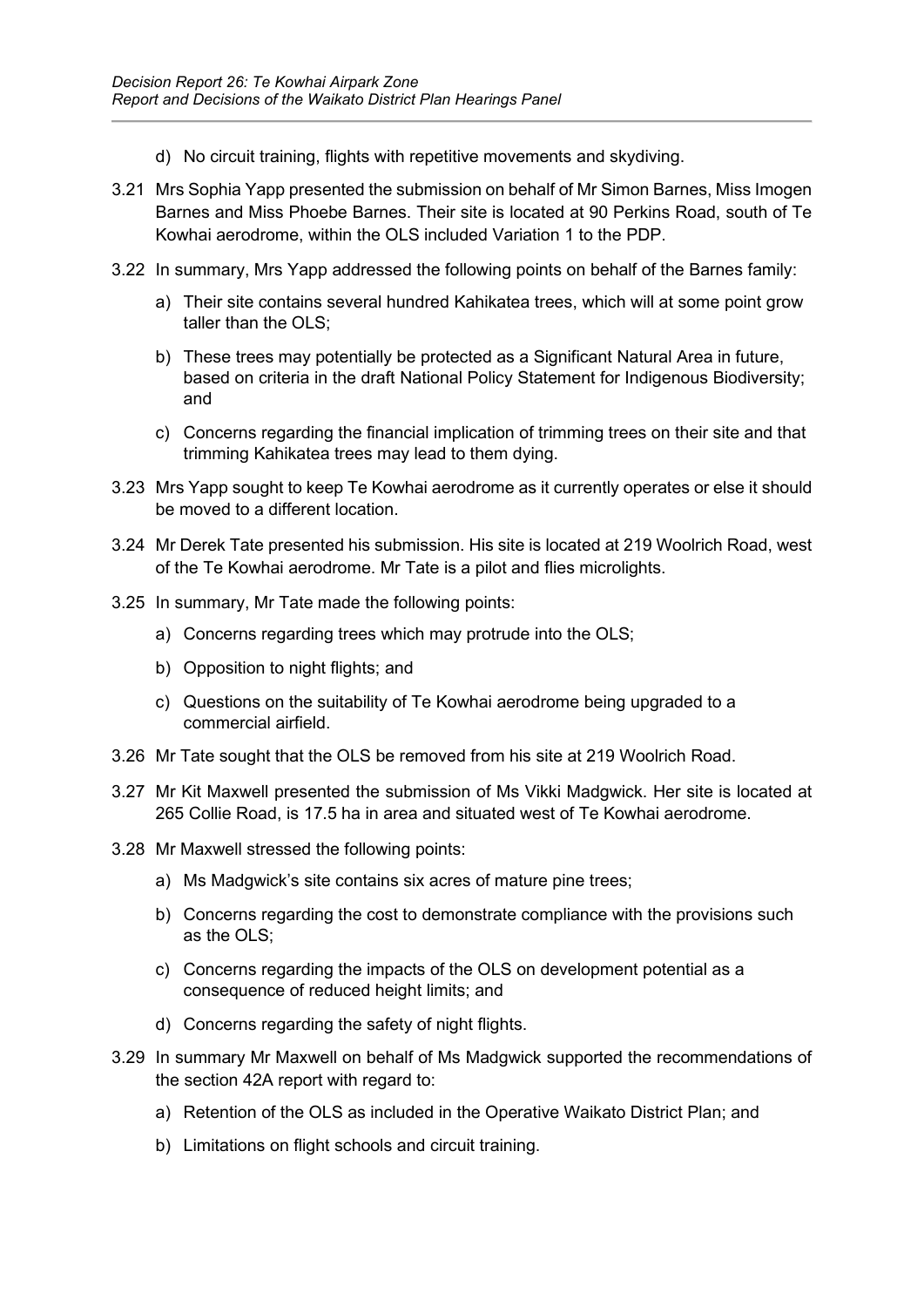d) No circuit training, flights with repetitive movements and skydiving.

3.21 Mrs Sophia Yapp presented the submission on behalf of Mr Simon Barnes, Miss Imogen Barnes and Miss Phoebe Barnes. Their site is located at 90 Perkins Road, south of Te Kowhai aerodrome, within the OLS included Variation 1 to the PDP.

3.22 In summary, Mrs Yapp addressed the following points on behalf of the Barnes family:

a) Their site contains several hundred Kahikatea trees, which will at some point grow taller than the OLS;

b) These trees may potentially be protected as a Significant Natural Area in future, based on criteria in the draft National Policy Statement for Indigenous Biodiversity; and

c) Concerns regarding the financial implication of trimming trees on their site and that trimming Kahikatea trees may lead to them dying.

3.23 Mrs Yapp sought to keep Te Kowhai aerodrome as it currently operates or else it should be moved to a different location.

3.24 Mr Derek Tate presented his submission. His site is located at 219 Woolrich Road, west of the Te Kowhai aerodrome. Mr Tate is a pilot and flies microlights.

3.25 In summary, Mr Tate made the following points:

a) Concerns regarding trees which may protrude into the OLS;

b) Opposition to night flights; and

c) Questions on the suitability of Te Kowhai aerodrome being upgraded to a commercial airfield.

3.26 Mr Tate sought that the OLS be removed from his site at 219 Woolrich Road.

3.27 Mr Kit Maxwell presented the submission of Ms Vikki Madgwick. Her site is located at 265 Collie Road, is 17.5 ha in area and situated west of Te Kowhai aerodrome.

3.28 Mr Maxwell stressed the following points:

a) Ms Madgwick's site contains six acres of mature pine trees;

b) Concerns regarding the cost to demonstrate compliance with the provisions such as the OLS;

c) Concerns regarding the impacts of the OLS on development potential as a consequence of reduced height limits; and

d) Concerns regarding the safety of night flights.

3.29 In summary Mr Maxwell on behalf of Ms Madgwick supported the recommendations of the section 42A report with regard to:

a) Retention of the OLS as included in the Operative Waikato District Plan; and

b) Limitations on flight schools and circuit training.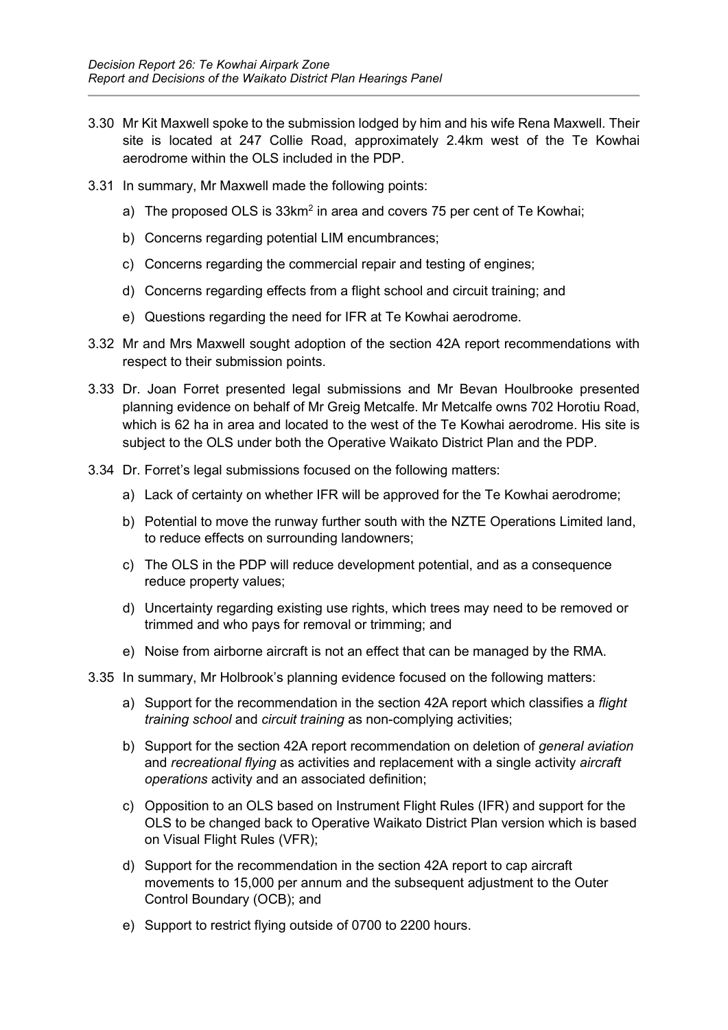3.30 Mr Kit Maxwell spoke to the submission lodged by him and his wife Rena Maxwell. Their site is located at 247 Collie Road, approximately 2.4km west of the Te Kowhai aerodrome within the OLS included in the PDP.

3.31 In summary, Mr Maxwell made the following points:

a) The proposed OLS is 33km$^2$ in area and covers 75 per cent of Te Kowhai;

b) Concerns regarding potential LIM encumbrances;

c) Concerns regarding the commercial repair and testing of engines;

d) Concerns regarding effects from a flight school and circuit training; and

e) Questions regarding the need for IFR at Te Kowhai aerodrome.

3.32 Mr and Mrs Maxwell sought adoption of the section 42A report recommendations with respect to their submission points.

3.33 Dr. Joan Forret presented legal submissions and Mr Bevan Houlbrooke presented planning evidence on behalf of Mr Greig Metcalfe. Mr Metcalfe owns 702 Horotiu Road, which is 62 ha in area and located to the west of the Te Kowhai aerodrome. His site is subject to the OLS under both the Operative Waikato District Plan and the PDP.

3.34 Dr. Forret's legal submissions focused on the following matters:

a) Lack of certainty on whether IFR will be approved for the Te Kowhai aerodrome;

b) Potential to move the runway further south with the NZTE Operations Limited land, to reduce effects on surrounding landowners;

c) The OLS in the PDP will reduce development potential, and as a consequence reduce property values;

d) Uncertainty regarding existing use rights, which trees may need to be removed or trimmed and who pays for removal or trimming; and

e) Noise from airborne aircraft is not an effect that can be managed by the RMA.

3.35 In summary, Mr Holbrook's planning evidence focused on the following matters:

a) Support for the recommendation in the section 42A report which classifies a *flight training school* and *circuit training* as non-complying activities;

b) Support for the section 42A report recommendation on deletion of *general aviation* and *recreational flying* as activities and replacement with a single activity *aircraft operations* activity and an associated definition;

c) Opposition to an OLS based on Instrument Flight Rules (IFR) and support for the OLS to be changed back to Operative Waikato District Plan version which is based on Visual Flight Rules (VFR);

d) Support for the recommendation in the section 42A report to cap aircraft movements to 15,000 per annum and the subsequent adjustment to the Outer Control Boundary (OCB); and

e) Support to restrict flying outside of 0700 to 2200 hours.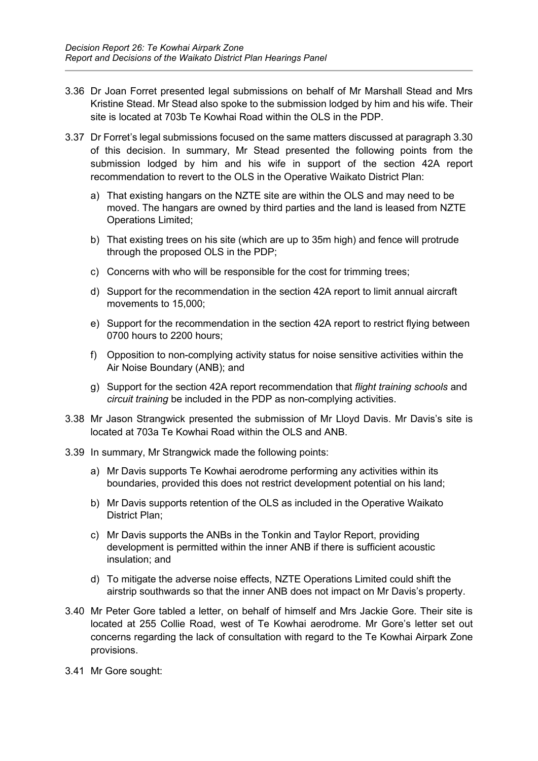3.36 Dr Joan Forret presented legal submissions on behalf of Mr Marshall Stead and Mrs Kristine Stead. Mr Stead also spoke to the submission lodged by him and his wife. Their site is located at 703b Te Kowhai Road within the OLS in the PDP.

3.37 Dr Forret's legal submissions focused on the same matters discussed at paragraph 3.30 of this decision. In summary, Mr Stead presented the following points from the submission lodged by him and his wife in support of the section 42A report recommendation to revert to the OLS in the Operative Waikato District Plan:

a) That existing hangars on the NZTE site are within the OLS and may need to be moved. The hangars are owned by third parties and the land is leased from NZTE Operations Limited;

b) That existing trees on his site (which are up to 35m high) and fence will protrude through the proposed OLS in the PDP;

c) Concerns with who will be responsible for the cost for trimming trees;

d) Support for the recommendation in the section 42A report to limit annual aircraft movements to 15,000;

e) Support for the recommendation in the section 42A report to restrict flying between 0700 hours to 2200 hours;

f) Opposition to non-complying activity status for noise sensitive activities within the Air Noise Boundary (ANB); and

g) Support for the section 42A report recommendation that *flight training schools* and *circuit training* be included in the PDP as non-complying activities.

3.38 Mr Jason Strangwick presented the submission of Mr Lloyd Davis. Mr Davis's site is located at 703a Te Kowhai Road within the OLS and ANB.

3.39 In summary, Mr Strangwick made the following points:

a) Mr Davis supports Te Kowhai aerodrome performing any activities within its boundaries, provided this does not restrict development potential on his land;

b) Mr Davis supports retention of the OLS as included in the Operative Waikato District Plan;

c) Mr Davis supports the ANBs in the Tonkin and Taylor Report, providing development is permitted within the inner ANB if there is sufficient acoustic insulation; and

d) To mitigate the adverse noise effects, NZTE Operations Limited could shift the airstrip southwards so that the inner ANB does not impact on Mr Davis's property.

3.40 Mr Peter Gore tabled a letter, on behalf of himself and Mrs Jackie Gore. Their site is located at 255 Collie Road, west of Te Kowhai aerodrome. Mr Gore's letter set out concerns regarding the lack of consultation with regard to the Te Kowhai Airpark Zone provisions.

3.41 Mr Gore sought: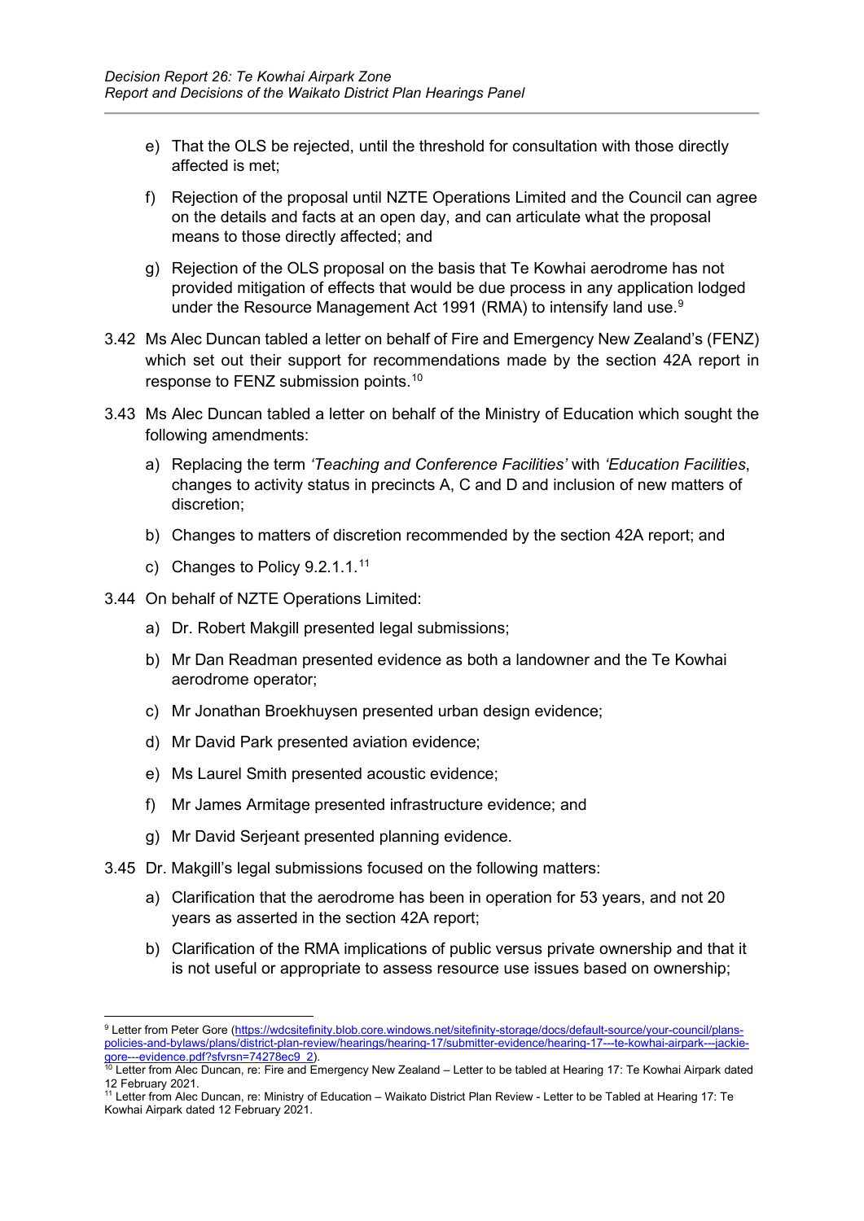e) That the OLS be rejected, until the threshold for consultation with those directly affected is met;

f) Rejection of the proposal until NZTE Operations Limited and the Council can agree on the details and facts at an open day, and can articulate what the proposal means to those directly affected; and

g) Rejection of the OLS proposal on the basis that Te Kowhai aerodrome has not provided mitigation of effects that would be due process in any application lodged under the Resource Management Act 1991 (RMA) to intensify land use.[9]

3.42 Ms Alec Duncan tabled a letter on behalf of Fire and Emergency New Zealand's (FENZ) which set out their support for recommendations made by the section 42A report in response to FENZ submission points.[10]

3.43 Ms Alec Duncan tabled a letter on behalf of the Ministry of Education which sought the following amendments:

a) Replacing the term *'Teaching and Conference Facilities'* with *'Education Facilities*, changes to activity status in precincts A, C and D and inclusion of new matters of discretion;

b) Changes to matters of discretion recommended by the section 42A report; and

c) Changes to Policy 9.2.1.1.[11]

3.44 On behalf of NZTE Operations Limited:

a) Dr. Robert Makgill presented legal submissions;

b) Mr Dan Readman presented evidence as both a landowner and the Te Kowhai aerodrome operator;

c) Mr Jonathan Broekhuysen presented urban design evidence;

d) Mr David Park presented aviation evidence;

e) Ms Laurel Smith presented acoustic evidence;

f) Mr James Armitage presented infrastructure evidence; and

g) Mr David Serjeant presented planning evidence.

3.45 Dr. Makgill's legal submissions focused on the following matters:

a) Clarification that the aerodrome has been in operation for 53 years, and not 20 years as asserted in the section 42A report;

b) Clarification of the RMA implications of public versus private ownership and that it is not useful or appropriate to assess resource use issues based on ownership;

---

[9] Letter from Peter Gore (https://wdcsitefinity.blob.core.windows.net/sitefinity-storage/docs/default-source/your-council/plans-policies-and-bylaws/plans/district-plan-review/hearings/hearing-17/submitter-evidence/hearing-17---te-kowhai-airpark---jackie-gore---evidence.pdf?sfvrsn=74278ec9_2).

[10] Letter from Alec Duncan, re: Fire and Emergency New Zealand – Letter to be tabled at Hearing 17: Te Kowhai Airpark dated 12 February 2021.

[11] Letter from Alec Duncan, re: Ministry of Education – Waikato District Plan Review - Letter to be Tabled at Hearing 17: Te Kowhai Airpark dated 12 February 2021.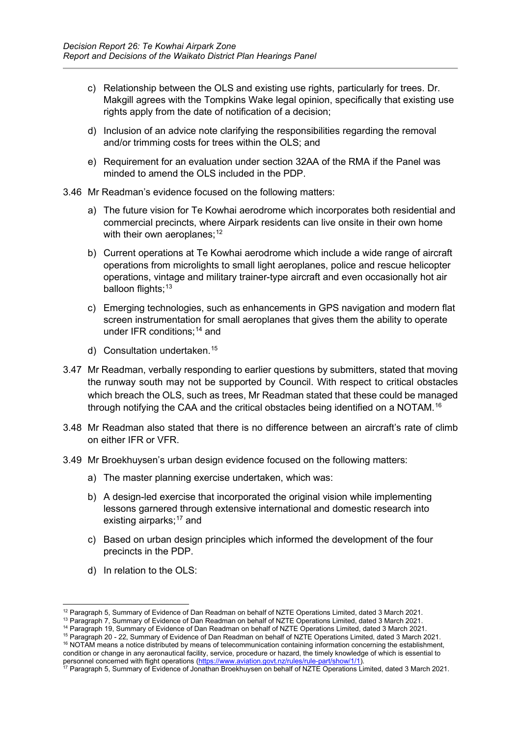c) Relationship between the OLS and existing use rights, particularly for trees. Dr. Makgill agrees with the Tompkins Wake legal opinion, specifically that existing use rights apply from the date of notification of a decision;

d) Inclusion of an advice note clarifying the responsibilities regarding the removal and/or trimming costs for trees within the OLS; and

e) Requirement for an evaluation under section 32AA of the RMA if the Panel was minded to amend the OLS included in the PDP.

3.46 Mr Readman's evidence focused on the following matters:

a) The future vision for Te Kowhai aerodrome which incorporates both residential and commercial precincts, where Airpark residents can live onsite in their own home with their own aeroplanes;[12]

b) Current operations at Te Kowhai aerodrome which include a wide range of aircraft operations from microlights to small light aeroplanes, police and rescue helicopter operations, vintage and military trainer-type aircraft and even occasionally hot air balloon flights;[13]

c) Emerging technologies, such as enhancements in GPS navigation and modern flat screen instrumentation for small aeroplanes that gives them the ability to operate under IFR conditions;[14] and

d) Consultation undertaken.[15]

3.47 Mr Readman, verbally responding to earlier questions by submitters, stated that moving the runway south may not be supported by Council. With respect to critical obstacles which breach the OLS, such as trees, Mr Readman stated that these could be managed through notifying the CAA and the critical obstacles being identified on a NOTAM.[16]

3.48 Mr Readman also stated that there is no difference between an aircraft's rate of climb on either IFR or VFR.

3.49 Mr Broekhuysen's urban design evidence focused on the following matters:

a) The master planning exercise undertaken, which was:

b) A design-led exercise that incorporated the original vision while implementing lessons garnered through extensive international and domestic research into existing airparks;[17] and

c) Based on urban design principles which informed the development of the four precincts in the PDP.

d) In relation to the OLS:

---

[12] Paragraph 5, Summary of Evidence of Dan Readman on behalf of NZTE Operations Limited, dated 3 March 2021.
[13] Paragraph 7, Summary of Evidence of Dan Readman on behalf of NZTE Operations Limited, dated 3 March 2021.
[14] Paragraph 19, Summary of Evidence of Dan Readman on behalf of NZTE Operations Limited, dated 3 March 2021.
[15] Paragraph 20 - 22, Summary of Evidence of Dan Readman on behalf of NZTE Operations Limited, dated 3 March 2021.
[16] NOTAM means a notice distributed by means of telecommunication containing information concerning the establishment, condition or change in any aeronautical facility, service, procedure or hazard, the timely knowledge of which is essential to personnel concerned with flight operations (https://www.aviation.govt.nz/rules/rule-part/show/1/1).
[17] Paragraph 5, Summary of Evidence of Jonathan Broekhuysen on behalf of NZTE Operations Limited, dated 3 March 2021.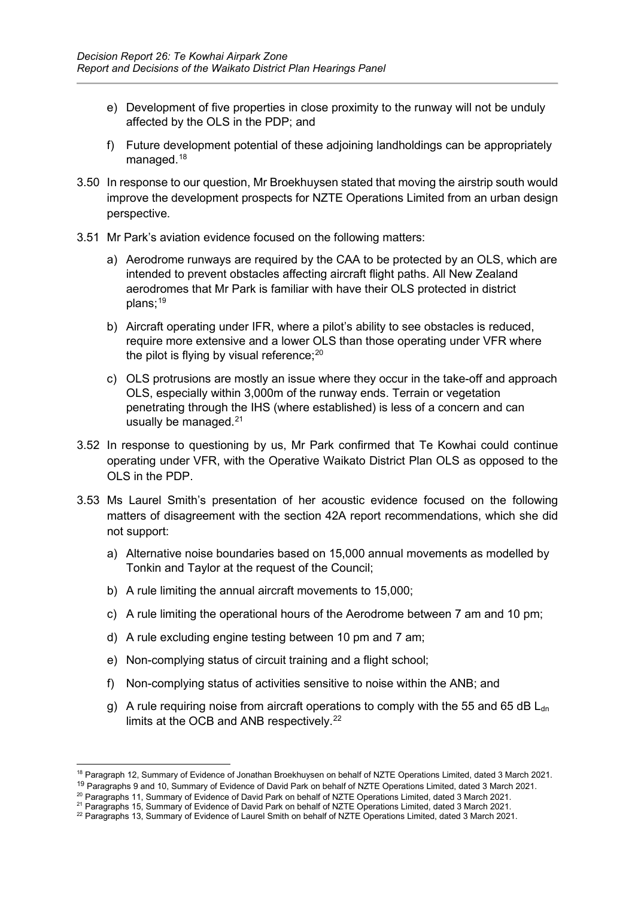e) Development of five properties in close proximity to the runway will not be unduly affected by the OLS in the PDP; and

f) Future development potential of these adjoining landholdings can be appropriately managed.[18]

3.50 In response to our question, Mr Broekhuysen stated that moving the airstrip south would improve the development prospects for NZTE Operations Limited from an urban design perspective.

3.51 Mr Park's aviation evidence focused on the following matters:

a) Aerodrome runways are required by the CAA to be protected by an OLS, which are intended to prevent obstacles affecting aircraft flight paths. All New Zealand aerodromes that Mr Park is familiar with have their OLS protected in district plans;[19]

b) Aircraft operating under IFR, where a pilot's ability to see obstacles is reduced, require more extensive and a lower OLS than those operating under VFR where the pilot is flying by visual reference;[20]

c) OLS protrusions are mostly an issue where they occur in the take-off and approach OLS, especially within 3,000m of the runway ends. Terrain or vegetation penetrating through the IHS (where established) is less of a concern and can usually be managed.[21]

3.52 In response to questioning by us, Mr Park confirmed that Te Kowhai could continue operating under VFR, with the Operative Waikato District Plan OLS as opposed to the OLS in the PDP.

3.53 Ms Laurel Smith's presentation of her acoustic evidence focused on the following matters of disagreement with the section 42A report recommendations, which she did not support:

a) Alternative noise boundaries based on 15,000 annual movements as modelled by Tonkin and Taylor at the request of the Council;

b) A rule limiting the annual aircraft movements to 15,000;

c) A rule limiting the operational hours of the Aerodrome between 7 am and 10 pm;

d) A rule excluding engine testing between 10 pm and 7 am;

e) Non-complying status of circuit training and a flight school;

f) Non-complying status of activities sensitive to noise within the ANB; and

g) A rule requiring noise from aircraft operations to comply with the 55 and 65 dB $L_{dn}$ limits at the OCB and ANB respectively.[22]

---

[18] Paragraph 12, Summary of Evidence of Jonathan Broekhuysen on behalf of NZTE Operations Limited, dated 3 March 2021.

[19] Paragraphs 9 and 10, Summary of Evidence of David Park on behalf of NZTE Operations Limited, dated 3 March 2021.

[20] Paragraphs 11, Summary of Evidence of David Park on behalf of NZTE Operations Limited, dated 3 March 2021.

[21] Paragraphs 15, Summary of Evidence of David Park on behalf of NZTE Operations Limited, dated 3 March 2021.

[22] Paragraphs 13, Summary of Evidence of Laurel Smith on behalf of NZTE Operations Limited, dated 3 March 2021.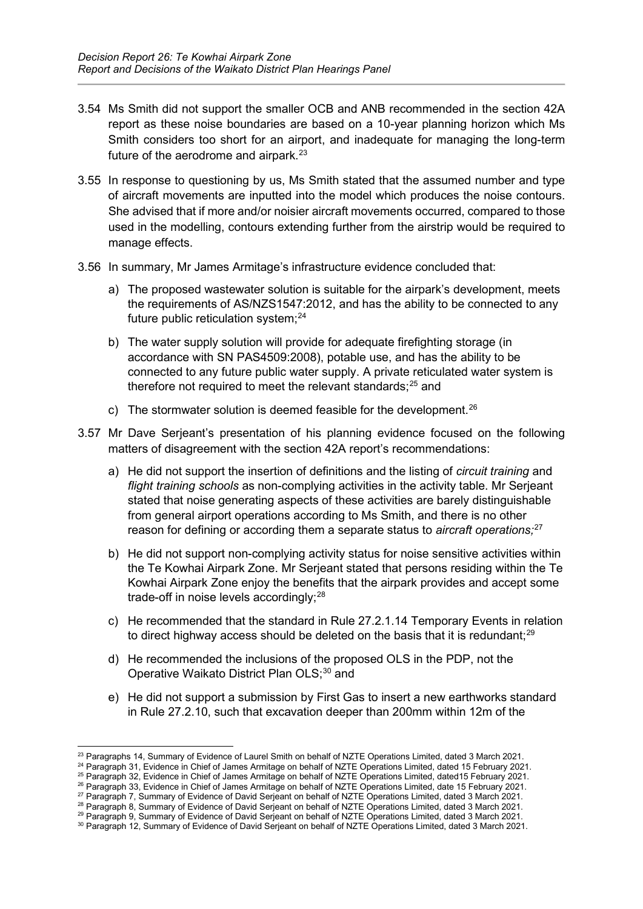3.54 Ms Smith did not support the smaller OCB and ANB recommended in the section 42A report as these noise boundaries are based on a 10-year planning horizon which Ms Smith considers too short for an airport, and inadequate for managing the long-term future of the aerodrome and airpark.[23]

3.55 In response to questioning by us, Ms Smith stated that the assumed number and type of aircraft movements are inputted into the model which produces the noise contours. She advised that if more and/or noisier aircraft movements occurred, compared to those used in the modelling, contours extending further from the airstrip would be required to manage effects.

3.56 In summary, Mr James Armitage's infrastructure evidence concluded that:

a) The proposed wastewater solution is suitable for the airpark's development, meets the requirements of AS/NZS1547:2012, and has the ability to be connected to any future public reticulation system;[24]

b) The water supply solution will provide for adequate firefighting storage (in accordance with SN PAS4509:2008), potable use, and has the ability to be connected to any future public water supply. A private reticulated water system is therefore not required to meet the relevant standards;[25] and

c) The stormwater solution is deemed feasible for the development.[26]

3.57 Mr Dave Serjeant's presentation of his planning evidence focused on the following matters of disagreement with the section 42A report's recommendations:

a) He did not support the insertion of definitions and the listing of *circuit training* and *flight training schools* as non-complying activities in the activity table. Mr Serjeant stated that noise generating aspects of these activities are barely distinguishable from general airport operations according to Ms Smith, and there is no other reason for defining or according them a separate status to *aircraft operations;*[27]

b) He did not support non-complying activity status for noise sensitive activities within the Te Kowhai Airpark Zone. Mr Serjeant stated that persons residing within the Te Kowhai Airpark Zone enjoy the benefits that the airpark provides and accept some trade-off in noise levels accordingly;[28]

c) He recommended that the standard in Rule 27.2.1.14 Temporary Events in relation to direct highway access should be deleted on the basis that it is redundant;[29]

d) He recommended the inclusions of the proposed OLS in the PDP, not the Operative Waikato District Plan OLS;[30] and

e) He did not support a submission by First Gas to insert a new earthworks standard in Rule 27.2.10, such that excavation deeper than 200mm within 12m of the

---

[23] Paragraphs 14, Summary of Evidence of Laurel Smith on behalf of NZTE Operations Limited, dated 3 March 2021.

[24] Paragraph 31, Evidence in Chief of James Armitage on behalf of NZTE Operations Limited, dated 15 February 2021.

[25] Paragraph 32, Evidence in Chief of James Armitage on behalf of NZTE Operations Limited, dated15 February 2021.

[26] Paragraph 33, Evidence in Chief of James Armitage on behalf of NZTE Operations Limited, date 15 February 2021.

[27] Paragraph 7, Summary of Evidence of David Serjeant on behalf of NZTE Operations Limited, dated 3 March 2021.

[28] Paragraph 8, Summary of Evidence of David Serjeant on behalf of NZTE Operations Limited, dated 3 March 2021.

[29] Paragraph 9, Summary of Evidence of David Serjeant on behalf of NZTE Operations Limited, dated 3 March 2021.

[30] Paragraph 12, Summary of Evidence of David Serjeant on behalf of NZTE Operations Limited, dated 3 March 2021.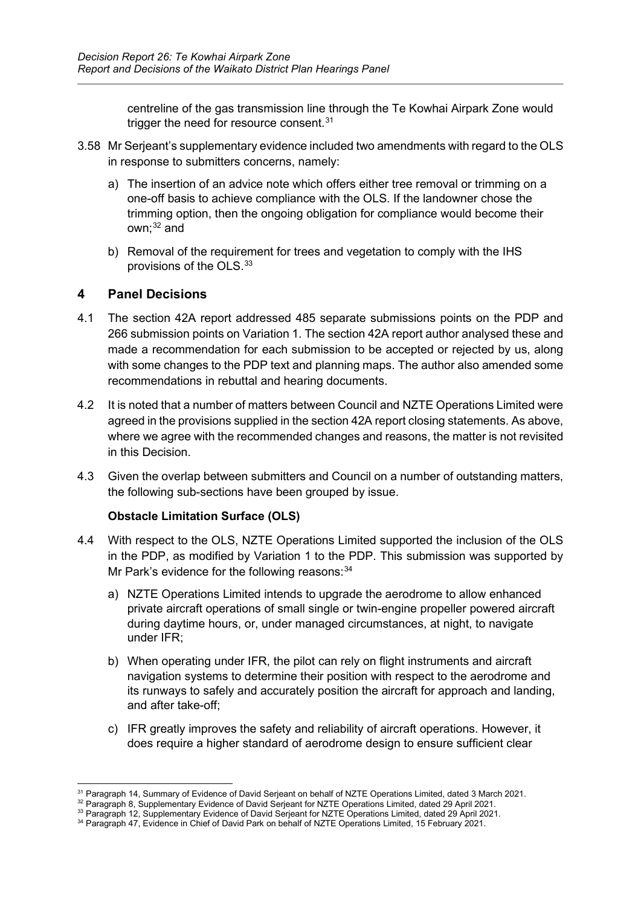centreline of the gas transmission line through the Te Kowhai Airpark Zone would trigger the need for resource consent.[31]

3.58 Mr Serjeant's supplementary evidence included two amendments with regard to the OLS in response to submitters concerns, namely:

a) The insertion of an advice note which offers either tree removal or trimming on a one-off basis to achieve compliance with the OLS. If the landowner chose the trimming option, then the ongoing obligation for compliance would become their own;[32] and

b) Removal of the requirement for trees and vegetation to comply with the IHS provisions of the OLS.[33]

## 4 Panel Decisions

4.1 The section 42A report addressed 485 separate submissions points on the PDP and 266 submission points on Variation 1. The section 42A report author analysed these and made a recommendation for each submission to be accepted or rejected by us, along with some changes to the PDP text and planning maps. The author also amended some recommendations in rebuttal and hearing documents.

4.2 It is noted that a number of matters between Council and NZTE Operations Limited were agreed in the provisions supplied in the section 42A report closing statements. As above, where we agree with the recommended changes and reasons, the matter is not revisited in this Decision.

4.3 Given the overlap between submitters and Council on a number of outstanding matters, the following sub-sections have been grouped by issue.

### Obstacle Limitation Surface (OLS)

4.4 With respect to the OLS, NZTE Operations Limited supported the inclusion of the OLS in the PDP, as modified by Variation 1 to the PDP. This submission was supported by Mr Park's evidence for the following reasons:[34]

a) NZTE Operations Limited intends to upgrade the aerodrome to allow enhanced private aircraft operations of small single or twin-engine propeller powered aircraft during daytime hours, or, under managed circumstances, at night, to navigate under IFR;

b) When operating under IFR, the pilot can rely on flight instruments and aircraft navigation systems to determine their position with respect to the aerodrome and its runways to safely and accurately position the aircraft for approach and landing, and after take-off;

c) IFR greatly improves the safety and reliability of aircraft operations. However, it does require a higher standard of aerodrome design to ensure sufficient clear

---

[31] Paragraph 14, Summary of Evidence of David Serjeant on behalf of NZTE Operations Limited, dated 3 March 2021.

[32] Paragraph 8, Supplementary Evidence of David Serjeant for NZTE Operations Limited, dated 29 April 2021.

[33] Paragraph 12, Supplementary Evidence of David Serjeant for NZTE Operations Limited, dated 29 April 2021.

[34] Paragraph 47, Evidence in Chief of David Park on behalf of NZTE Operations Limited, 15 February 2021.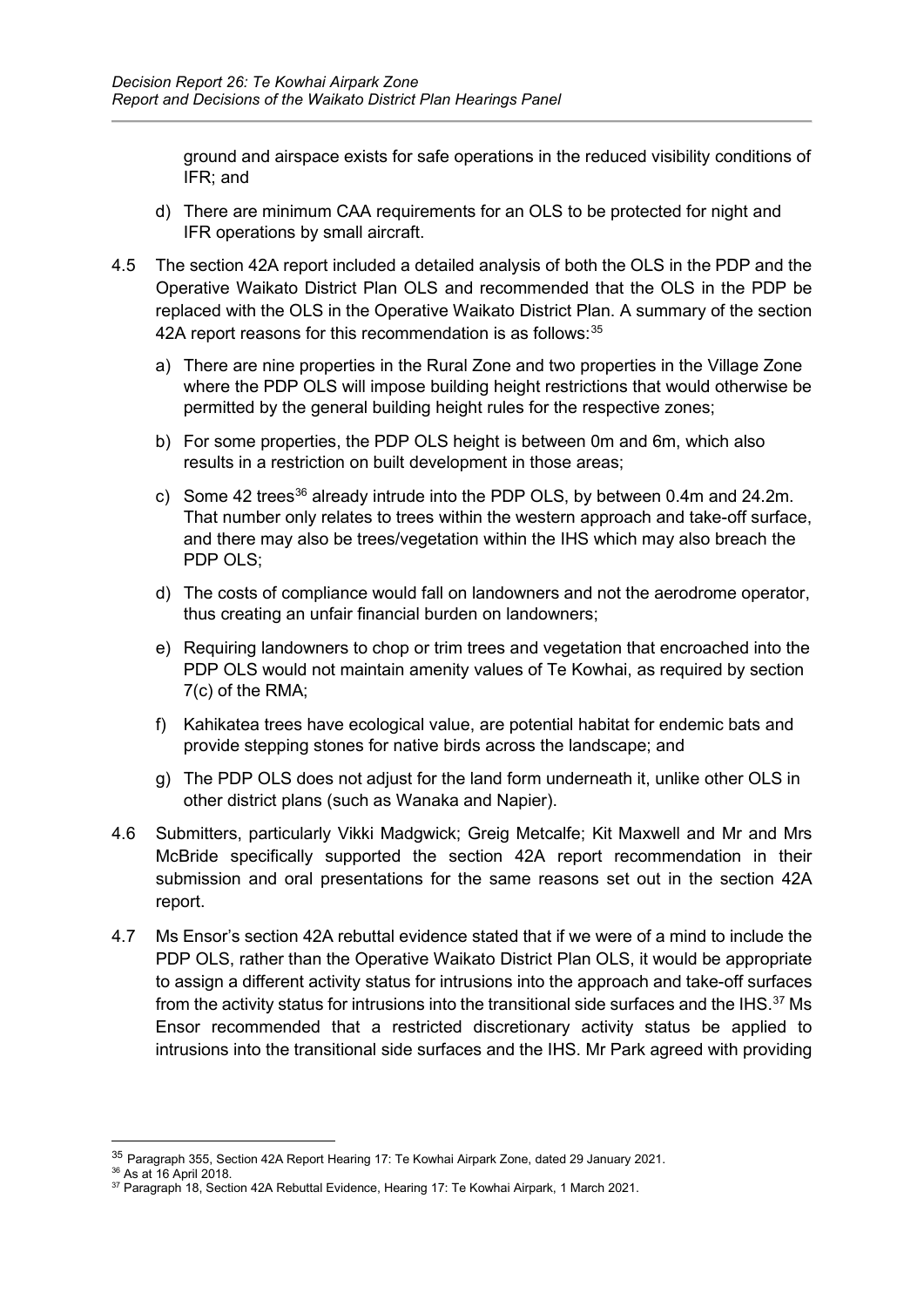ground and airspace exists for safe operations in the reduced visibility conditions of IFR; and

d) There are minimum CAA requirements for an OLS to be protected for night and IFR operations by small aircraft.

4.5 The section 42A report included a detailed analysis of both the OLS in the PDP and the Operative Waikato District Plan OLS and recommended that the OLS in the PDP be replaced with the OLS in the Operative Waikato District Plan. A summary of the section 42A report reasons for this recommendation is as follows:[35]

a) There are nine properties in the Rural Zone and two properties in the Village Zone where the PDP OLS will impose building height restrictions that would otherwise be permitted by the general building height rules for the respective zones;

b) For some properties, the PDP OLS height is between 0m and 6m, which also results in a restriction on built development in those areas;

c) Some 42 trees[36] already intrude into the PDP OLS, by between 0.4m and 24.2m. That number only relates to trees within the western approach and take-off surface, and there may also be trees/vegetation within the IHS which may also breach the PDP OLS;

d) The costs of compliance would fall on landowners and not the aerodrome operator, thus creating an unfair financial burden on landowners;

e) Requiring landowners to chop or trim trees and vegetation that encroached into the PDP OLS would not maintain amenity values of Te Kowhai, as required by section 7(c) of the RMA;

f) Kahikatea trees have ecological value, are potential habitat for endemic bats and provide stepping stones for native birds across the landscape; and

g) The PDP OLS does not adjust for the land form underneath it, unlike other OLS in other district plans (such as Wanaka and Napier).

4.6 Submitters, particularly Vikki Madgwick; Greig Metcalfe; Kit Maxwell and Mr and Mrs McBride specifically supported the section 42A report recommendation in their submission and oral presentations for the same reasons set out in the section 42A report.

4.7 Ms Ensor's section 42A rebuttal evidence stated that if we were of a mind to include the PDP OLS, rather than the Operative Waikato District Plan OLS, it would be appropriate to assign a different activity status for intrusions into the approach and take-off surfaces from the activity status for intrusions into the transitional side surfaces and the IHS.[37] Ms Ensor recommended that a restricted discretionary activity status be applied to intrusions into the transitional side surfaces and the IHS. Mr Park agreed with providing

---

[35] Paragraph 355, Section 42A Report Hearing 17: Te Kowhai Airpark Zone, dated 29 January 2021.

[36] As at 16 April 2018.

[37] Paragraph 18, Section 42A Rebuttal Evidence, Hearing 17: Te Kowhai Airpark, 1 March 2021.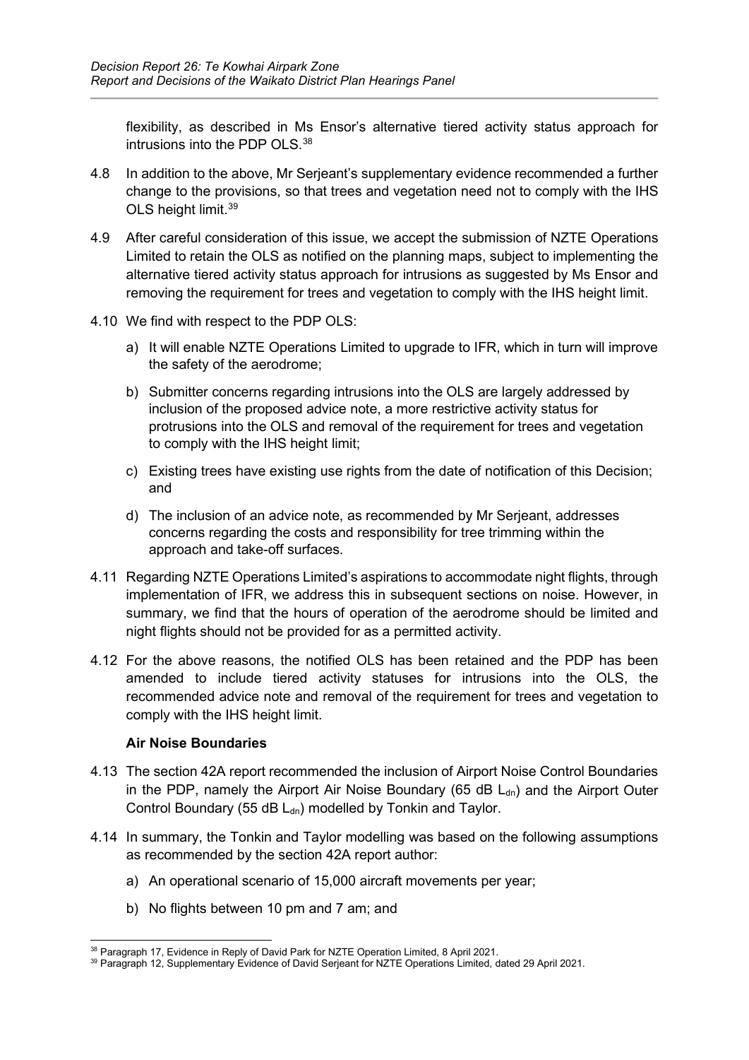flexibility, as described in Ms Ensor's alternative tiered activity status approach for intrusions into the PDP OLS.[38]

4.8 In addition to the above, Mr Serjeant's supplementary evidence recommended a further change to the provisions, so that trees and vegetation need not to comply with the IHS OLS height limit.[39]

4.9 After careful consideration of this issue, we accept the submission of NZTE Operations Limited to retain the OLS as notified on the planning maps, subject to implementing the alternative tiered activity status approach for intrusions as suggested by Ms Ensor and removing the requirement for trees and vegetation to comply with the IHS height limit.

4.10 We find with respect to the PDP OLS:

a) It will enable NZTE Operations Limited to upgrade to IFR, which in turn will improve the safety of the aerodrome;

b) Submitter concerns regarding intrusions into the OLS are largely addressed by inclusion of the proposed advice note, a more restrictive activity status for protrusions into the OLS and removal of the requirement for trees and vegetation to comply with the IHS height limit;

c) Existing trees have existing use rights from the date of notification of this Decision; and

d) The inclusion of an advice note, as recommended by Mr Serjeant, addresses concerns regarding the costs and responsibility for tree trimming within the approach and take-off surfaces.

4.11 Regarding NZTE Operations Limited's aspirations to accommodate night flights, through implementation of IFR, we address this in subsequent sections on noise. However, in summary, we find that the hours of operation of the aerodrome should be limited and night flights should not be provided for as a permitted activity.

4.12 For the above reasons, the notified OLS has been retained and the PDP has been amended to include tiered activity statuses for intrusions into the OLS, the recommended advice note and removal of the requirement for trees and vegetation to comply with the IHS height limit.

### Air Noise Boundaries

4.13 The section 42A report recommended the inclusion of Airport Noise Control Boundaries in the PDP, namely the Airport Air Noise Boundary (65 dB $L_{dn}$) and the Airport Outer Control Boundary (55 dB $L_{dn}$) modelled by Tonkin and Taylor.

4.14 In summary, the Tonkin and Taylor modelling was based on the following assumptions as recommended by the section 42A report author:

a) An operational scenario of 15,000 aircraft movements per year;

b) No flights between 10 pm and 7 am; and

---

[38] Paragraph 17, Evidence in Reply of David Park for NZTE Operation Limited, 8 April 2021.

[39] Paragraph 12, Supplementary Evidence of David Serjeant for NZTE Operations Limited, dated 29 April 2021.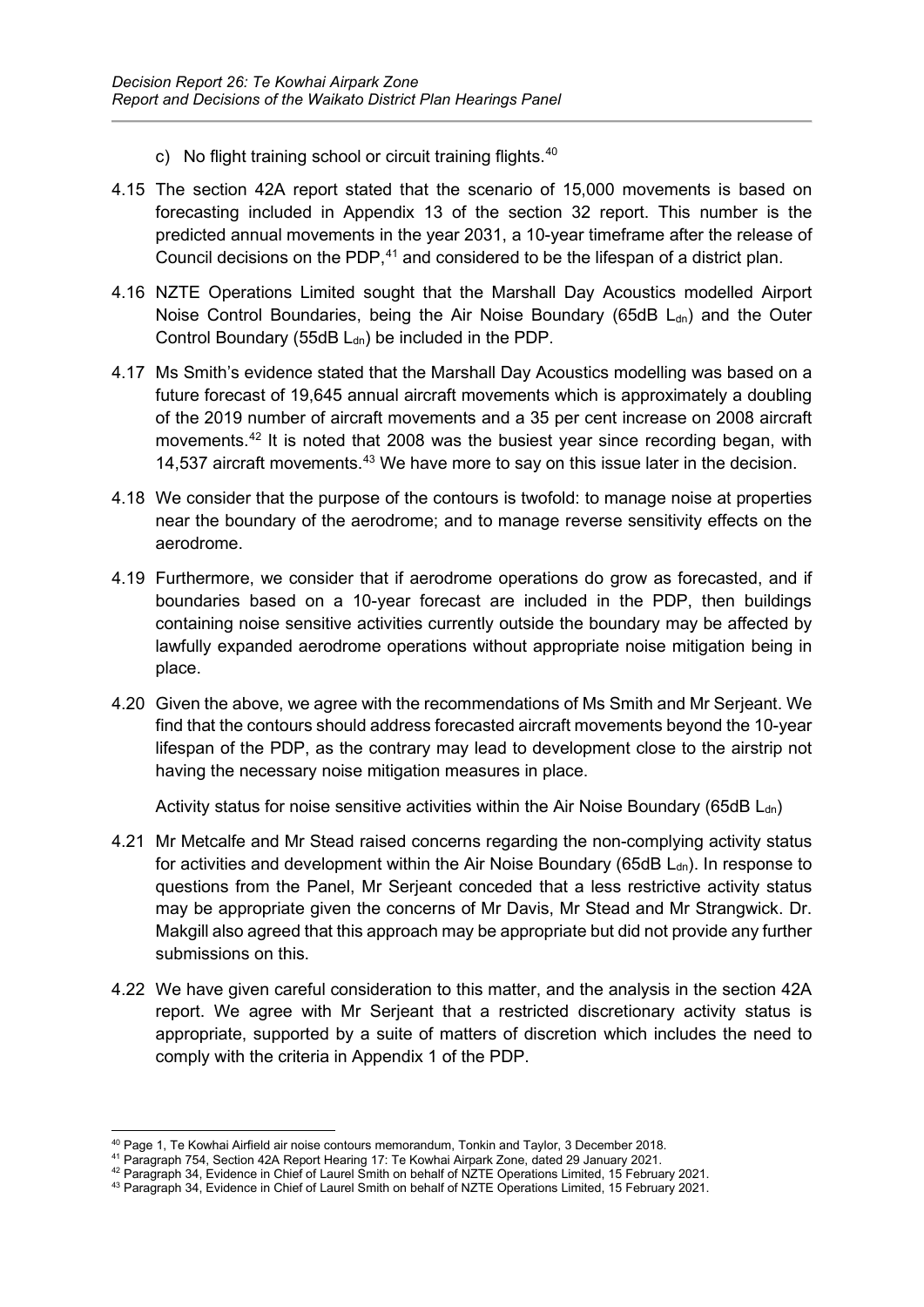c) No flight training school or circuit training flights.[40]

4.15 The section 42A report stated that the scenario of 15,000 movements is based on forecasting included in Appendix 13 of the section 32 report. This number is the predicted annual movements in the year 2031, a 10-year timeframe after the release of Council decisions on the PDP,[41] and considered to be the lifespan of a district plan.

4.16 NZTE Operations Limited sought that the Marshall Day Acoustics modelled Airport Noise Control Boundaries, being the Air Noise Boundary (65dB $L_{dn}$) and the Outer Control Boundary (55dB $L_{dn}$) be included in the PDP.

4.17 Ms Smith's evidence stated that the Marshall Day Acoustics modelling was based on a future forecast of 19,645 annual aircraft movements which is approximately a doubling of the 2019 number of aircraft movements and a 35 per cent increase on 2008 aircraft movements.[42] It is noted that 2008 was the busiest year since recording began, with 14,537 aircraft movements.[43] We have more to say on this issue later in the decision.

4.18 We consider that the purpose of the contours is twofold: to manage noise at properties near the boundary of the aerodrome; and to manage reverse sensitivity effects on the aerodrome.

4.19 Furthermore, we consider that if aerodrome operations do grow as forecasted, and if boundaries based on a 10-year forecast are included in the PDP, then buildings containing noise sensitive activities currently outside the boundary may be affected by lawfully expanded aerodrome operations without appropriate noise mitigation being in place.

4.20 Given the above, we agree with the recommendations of Ms Smith and Mr Serjeant. We find that the contours should address forecasted aircraft movements beyond the 10-year lifespan of the PDP, as the contrary may lead to development close to the airstrip not having the necessary noise mitigation measures in place.

Activity status for noise sensitive activities within the Air Noise Boundary (65dB $L_{dn}$)

4.21 Mr Metcalfe and Mr Stead raised concerns regarding the non-complying activity status for activities and development within the Air Noise Boundary (65dB $L_{dn}$). In response to questions from the Panel, Mr Serjeant conceded that a less restrictive activity status may be appropriate given the concerns of Mr Davis, Mr Stead and Mr Strangwick. Dr. Makgill also agreed that this approach may be appropriate but did not provide any further submissions on this.

4.22 We have given careful consideration to this matter, and the analysis in the section 42A report. We agree with Mr Serjeant that a restricted discretionary activity status is appropriate, supported by a suite of matters of discretion which includes the need to comply with the criteria in Appendix 1 of the PDP.

---

[40] Page 1, Te Kowhai Airfield air noise contours memorandum, Tonkin and Taylor, 3 December 2018.
[41] Paragraph 754, Section 42A Report Hearing 17: Te Kowhai Airpark Zone, dated 29 January 2021.
[42] Paragraph 34, Evidence in Chief of Laurel Smith on behalf of NZTE Operations Limited, 15 February 2021.
[43] Paragraph 34, Evidence in Chief of Laurel Smith on behalf of NZTE Operations Limited, 15 February 2021.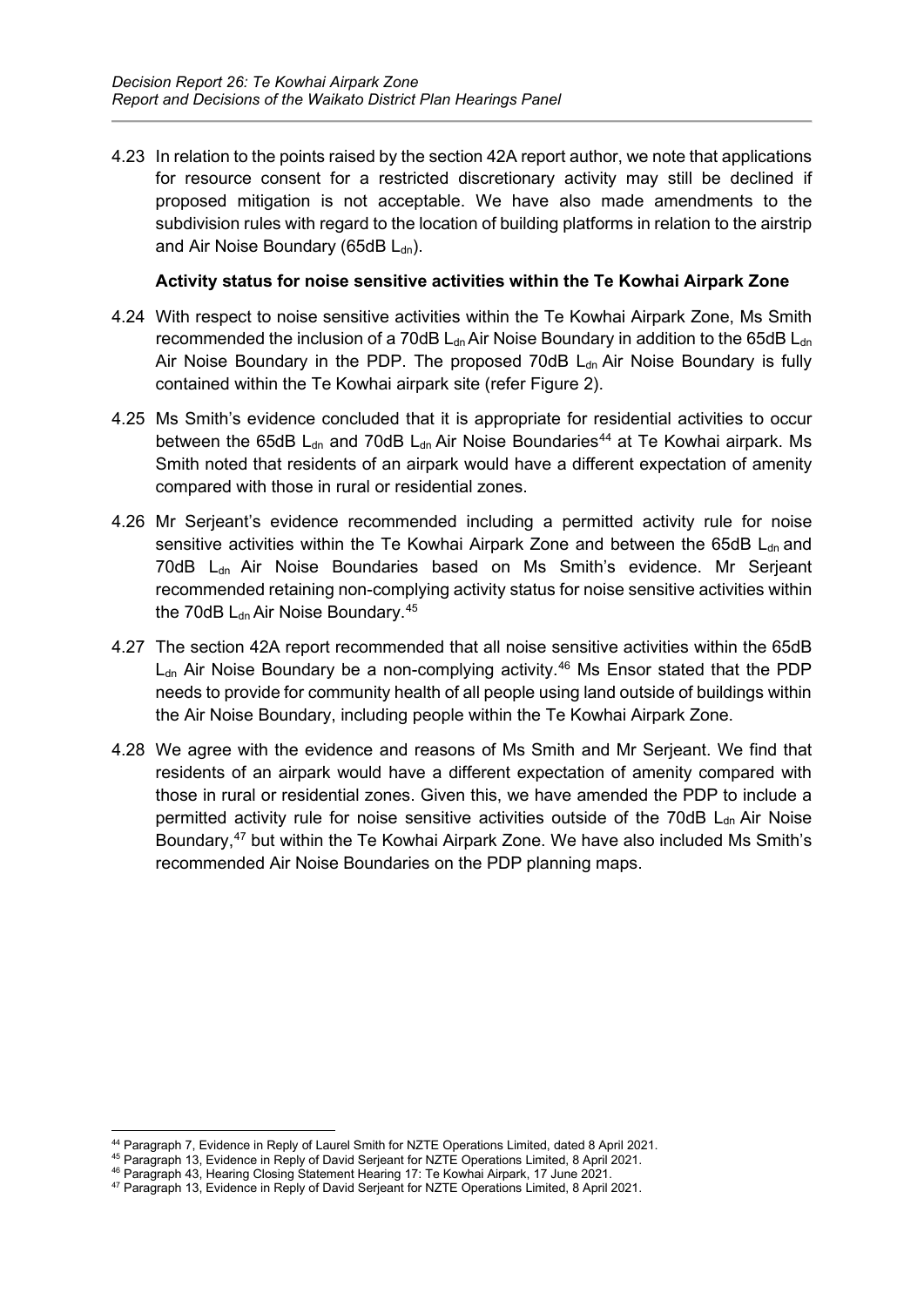4.23 In relation to the points raised by the section 42A report author, we note that applications for resource consent for a restricted discretionary activity may still be declined if proposed mitigation is not acceptable. We have also made amendments to the subdivision rules with regard to the location of building platforms in relation to the airstrip and Air Noise Boundary (65dB $L_{dn}$).

**Activity status for noise sensitive activities within the Te Kowhai Airpark Zone**

4.24 With respect to noise sensitive activities within the Te Kowhai Airpark Zone, Ms Smith recommended the inclusion of a 70dB $L_{dn}$ Air Noise Boundary in addition to the 65dB $L_{dn}$ Air Noise Boundary in the PDP. The proposed 70dB $L_{dn}$ Air Noise Boundary is fully contained within the Te Kowhai airpark site (refer Figure 2).

4.25 Ms Smith's evidence concluded that it is appropriate for residential activities to occur between the 65dB $L_{dn}$ and 70dB $L_{dn}$ Air Noise Boundaries[44] at Te Kowhai airpark. Ms Smith noted that residents of an airpark would have a different expectation of amenity compared with those in rural or residential zones.

4.26 Mr Serjeant's evidence recommended including a permitted activity rule for noise sensitive activities within the Te Kowhai Airpark Zone and between the 65dB $L_{dn}$ and 70dB $L_{dn}$ Air Noise Boundaries based on Ms Smith's evidence. Mr Serjeant recommended retaining non-complying activity status for noise sensitive activities within the 70dB $L_{dn}$ Air Noise Boundary.[45]

4.27 The section 42A report recommended that all noise sensitive activities within the 65dB $L_{dn}$ Air Noise Boundary be a non-complying activity.[46] Ms Ensor stated that the PDP needs to provide for community health of all people using land outside of buildings within the Air Noise Boundary, including people within the Te Kowhai Airpark Zone.

4.28 We agree with the evidence and reasons of Ms Smith and Mr Serjeant. We find that residents of an airpark would have a different expectation of amenity compared with those in rural or residential zones. Given this, we have amended the PDP to include a permitted activity rule for noise sensitive activities outside of the 70dB $L_{dn}$ Air Noise Boundary,[47] but within the Te Kowhai Airpark Zone. We have also included Ms Smith's recommended Air Noise Boundaries on the PDP planning maps.

---

[44] Paragraph 7, Evidence in Reply of Laurel Smith for NZTE Operations Limited, dated 8 April 2021.

[45] Paragraph 13, Evidence in Reply of David Serjeant for NZTE Operations Limited, 8 April 2021.

[46] Paragraph 43, Hearing Closing Statement Hearing 17: Te Kowhai Airpark, 17 June 2021.

[47] Paragraph 13, Evidence in Reply of David Serjeant for NZTE Operations Limited, 8 April 2021.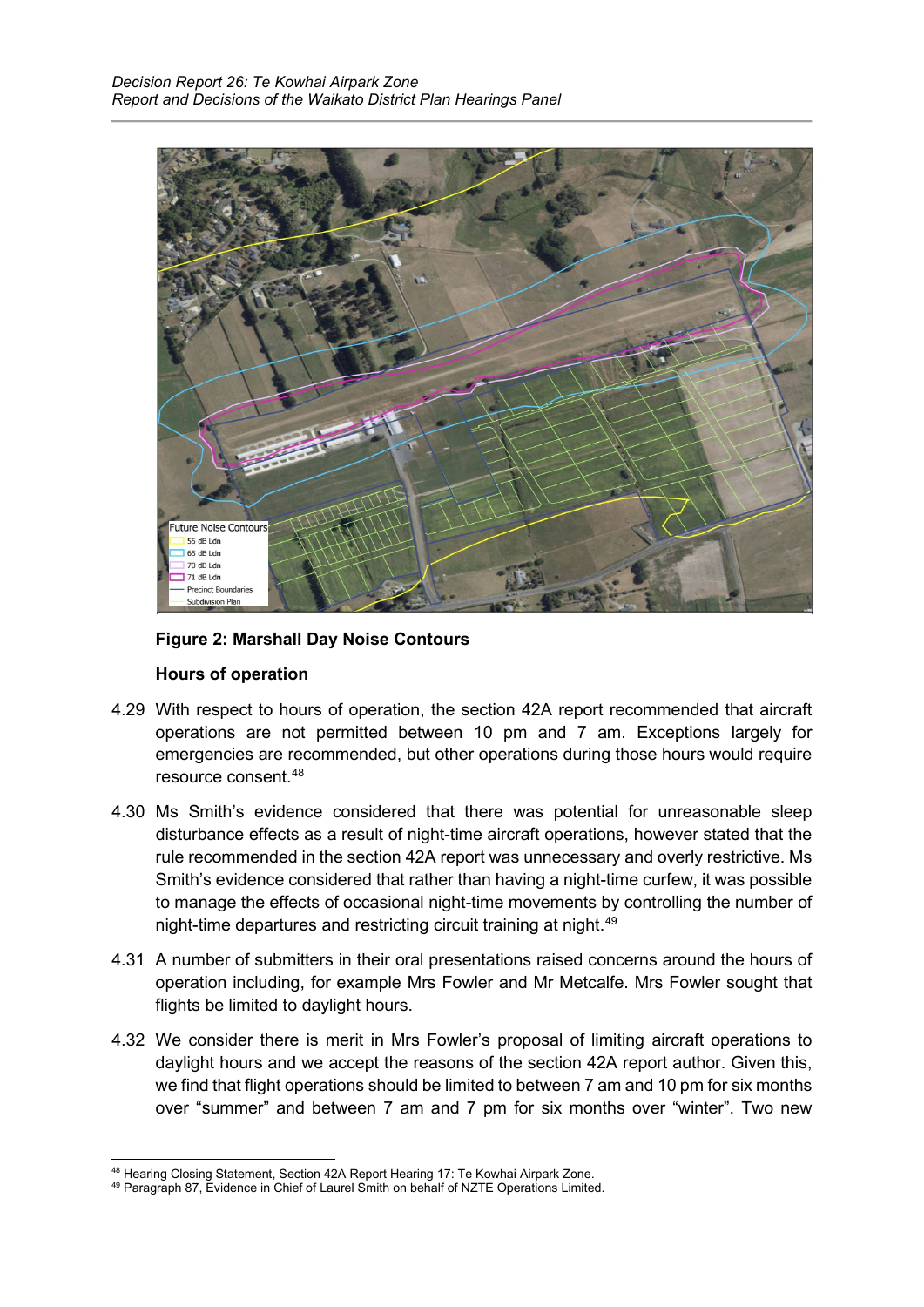**Figure 2: Marshall Day Noise Contours**

**Hours of operation**

4.29 With respect to hours of operation, the section 42A report recommended that aircraft operations are not permitted between 10 pm and 7 am. Exceptions largely for emergencies are recommended, but other operations during those hours would require resource consent.[48]

4.30 Ms Smith's evidence considered that there was potential for unreasonable sleep disturbance effects as a result of night-time aircraft operations, however stated that the rule recommended in the section 42A report was unnecessary and overly restrictive. Ms Smith's evidence considered that rather than having a night-time curfew, it was possible to manage the effects of occasional night-time movements by controlling the number of night-time departures and restricting circuit training at night.[49]

4.31 A number of submitters in their oral presentations raised concerns around the hours of operation including, for example Mrs Fowler and Mr Metcalfe. Mrs Fowler sought that flights be limited to daylight hours.

4.32 We consider there is merit in Mrs Fowler's proposal of limiting aircraft operations to daylight hours and we accept the reasons of the section 42A report author. Given this, we find that flight operations should be limited to between 7 am and 10 pm for six months over "summer" and between 7 am and 7 pm for six months over "winter". Two new

[48] Hearing Closing Statement, Section 42A Report Hearing 17: Te Kowhai Airpark Zone.

[49] Paragraph 87, Evidence in Chief of Laurel Smith on behalf of NZTE Operations Limited.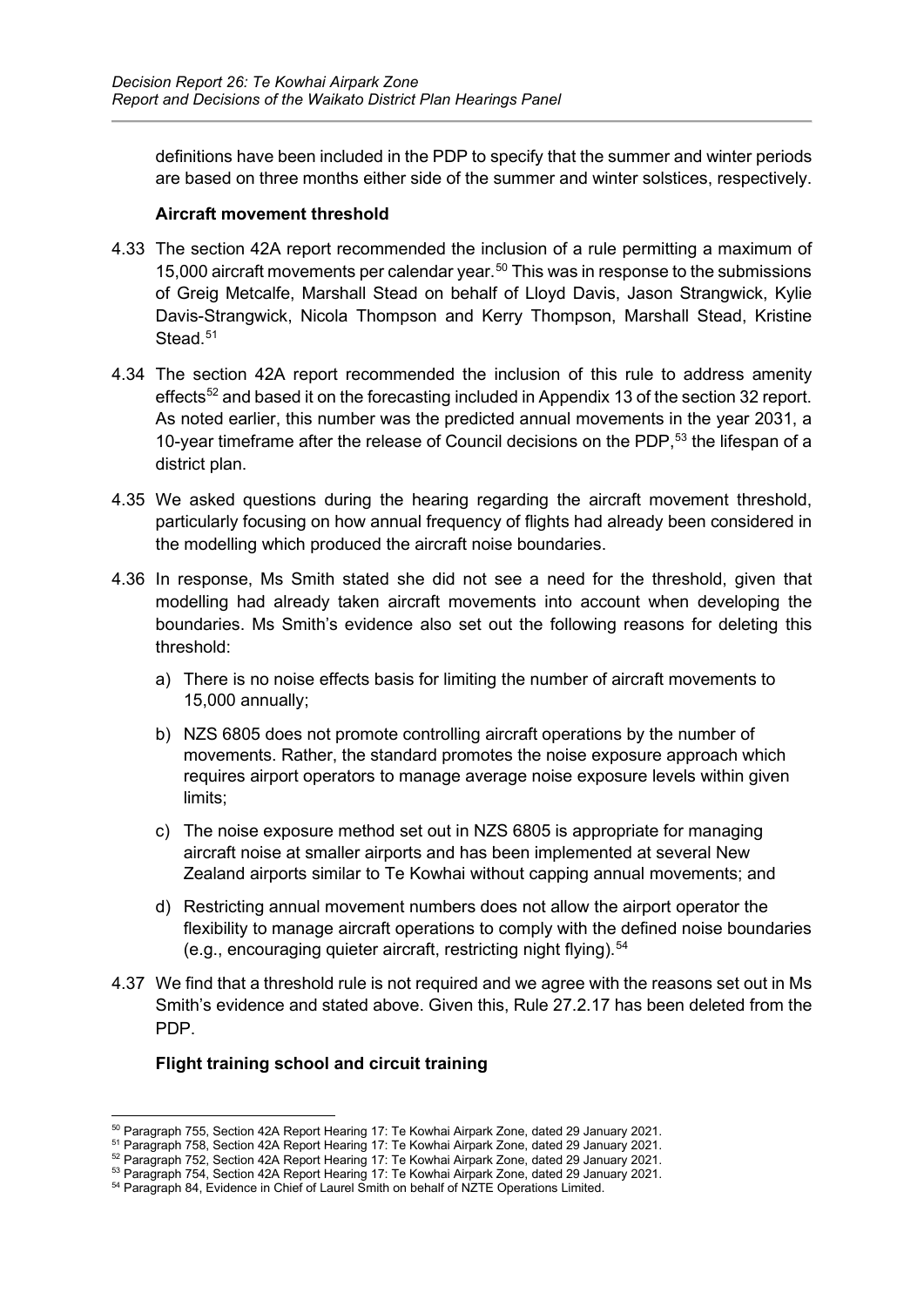definitions have been included in the PDP to specify that the summer and winter periods are based on three months either side of the summer and winter solstices, respectively.

### Aircraft movement threshold

4.33 The section 42A report recommended the inclusion of a rule permitting a maximum of 15,000 aircraft movements per calendar year.[50] This was in response to the submissions of Greig Metcalfe, Marshall Stead on behalf of Lloyd Davis, Jason Strangwick, Kylie Davis-Strangwick, Nicola Thompson and Kerry Thompson, Marshall Stead, Kristine Stead.[51]

4.34 The section 42A report recommended the inclusion of this rule to address amenity effects[52] and based it on the forecasting included in Appendix 13 of the section 32 report. As noted earlier, this number was the predicted annual movements in the year 2031, a 10-year timeframe after the release of Council decisions on the PDP,[53] the lifespan of a district plan.

4.35 We asked questions during the hearing regarding the aircraft movement threshold, particularly focusing on how annual frequency of flights had already been considered in the modelling which produced the aircraft noise boundaries.

4.36 In response, Ms Smith stated she did not see a need for the threshold, given that modelling had already taken aircraft movements into account when developing the boundaries. Ms Smith's evidence also set out the following reasons for deleting this threshold:

a) There is no noise effects basis for limiting the number of aircraft movements to 15,000 annually;

b) NZS 6805 does not promote controlling aircraft operations by the number of movements. Rather, the standard promotes the noise exposure approach which requires airport operators to manage average noise exposure levels within given limits;

c) The noise exposure method set out in NZS 6805 is appropriate for managing aircraft noise at smaller airports and has been implemented at several New Zealand airports similar to Te Kowhai without capping annual movements; and

d) Restricting annual movement numbers does not allow the airport operator the flexibility to manage aircraft operations to comply with the defined noise boundaries (e.g., encouraging quieter aircraft, restricting night flying).[54]

4.37 We find that a threshold rule is not required and we agree with the reasons set out in Ms Smith's evidence and stated above. Given this, Rule 27.2.17 has been deleted from the PDP.

### Flight training school and circuit training

---

[50] Paragraph 755, Section 42A Report Hearing 17: Te Kowhai Airpark Zone, dated 29 January 2021.
[51] Paragraph 758, Section 42A Report Hearing 17: Te Kowhai Airpark Zone, dated 29 January 2021.
[52] Paragraph 752, Section 42A Report Hearing 17: Te Kowhai Airpark Zone, dated 29 January 2021.
[53] Paragraph 754, Section 42A Report Hearing 17: Te Kowhai Airpark Zone, dated 29 January 2021.
[54] Paragraph 84, Evidence in Chief of Laurel Smith on behalf of NZTE Operations Limited.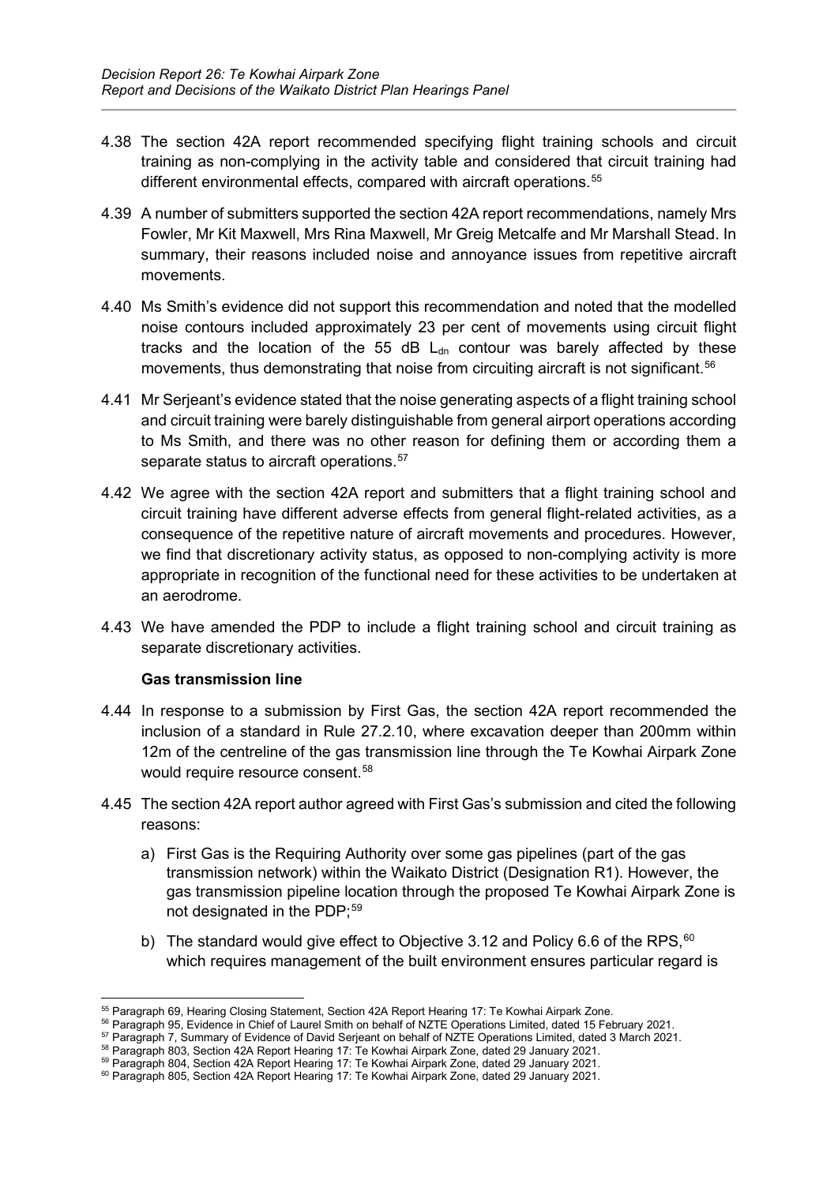4.38 The section 42A report recommended specifying flight training schools and circuit training as non-complying in the activity table and considered that circuit training had different environmental effects, compared with aircraft operations.[55]

4.39 A number of submitters supported the section 42A report recommendations, namely Mrs Fowler, Mr Kit Maxwell, Mrs Rina Maxwell, Mr Greig Metcalfe and Mr Marshall Stead. In summary, their reasons included noise and annoyance issues from repetitive aircraft movements.

4.40 Ms Smith's evidence did not support this recommendation and noted that the modelled noise contours included approximately 23 per cent of movements using circuit flight tracks and the location of the 55 dB $L_{dn}$ contour was barely affected by these movements, thus demonstrating that noise from circuiting aircraft is not significant.[56]

4.41 Mr Serjeant's evidence stated that the noise generating aspects of a flight training school and circuit training were barely distinguishable from general airport operations according to Ms Smith, and there was no other reason for defining them or according them a separate status to aircraft operations.[57]

4.42 We agree with the section 42A report and submitters that a flight training school and circuit training have different adverse effects from general flight-related activities, as a consequence of the repetitive nature of aircraft movements and procedures. However, we find that discretionary activity status, as opposed to non-complying activity is more appropriate in recognition of the functional need for these activities to be undertaken at an aerodrome.

4.43 We have amended the PDP to include a flight training school and circuit training as separate discretionary activities.

**Gas transmission line**

4.44 In response to a submission by First Gas, the section 42A report recommended the inclusion of a standard in Rule 27.2.10, where excavation deeper than 200mm within 12m of the centreline of the gas transmission line through the Te Kowhai Airpark Zone would require resource consent.[58]

4.45 The section 42A report author agreed with First Gas's submission and cited the following reasons:

a) First Gas is the Requiring Authority over some gas pipelines (part of the gas transmission network) within the Waikato District (Designation R1). However, the gas transmission pipeline location through the proposed Te Kowhai Airpark Zone is not designated in the PDP;[59]

b) The standard would give effect to Objective 3.12 and Policy 6.6 of the RPS,[60] which requires management of the built environment ensures particular regard is

---

[55] Paragraph 69, Hearing Closing Statement, Section 42A Report Hearing 17: Te Kowhai Airpark Zone.

[56] Paragraph 95, Evidence in Chief of Laurel Smith on behalf of NZTE Operations Limited, dated 15 February 2021.

[57] Paragraph 7, Summary of Evidence of David Serjeant on behalf of NZTE Operations Limited, dated 3 March 2021.

[58] Paragraph 803, Section 42A Report Hearing 17: Te Kowhai Airpark Zone, dated 29 January 2021.

[59] Paragraph 804, Section 42A Report Hearing 17: Te Kowhai Airpark Zone, dated 29 January 2021.

[60] Paragraph 805, Section 42A Report Hearing 17: Te Kowhai Airpark Zone, dated 29 January 2021.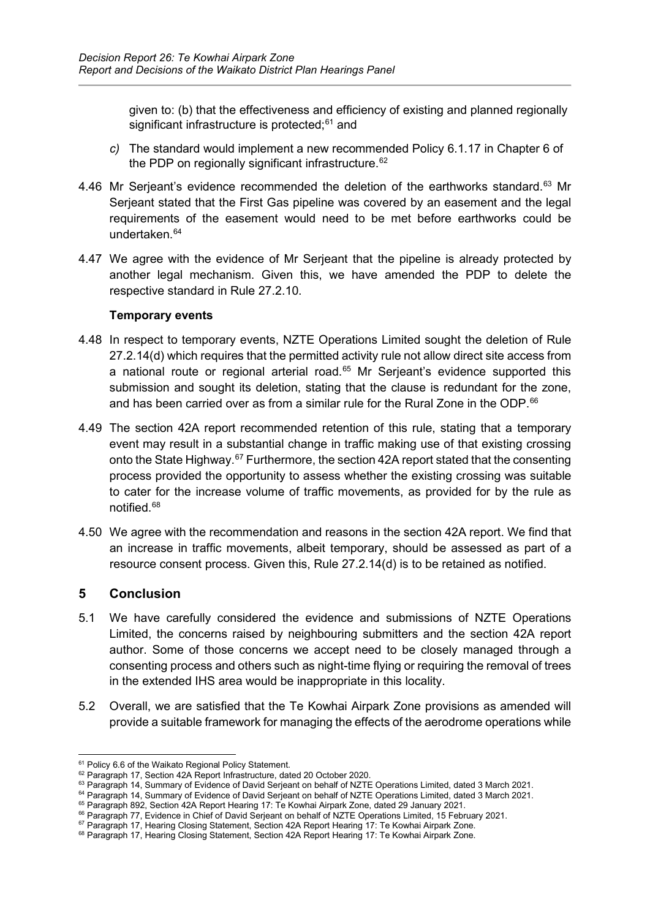given to: (b) that the effectiveness and efficiency of existing and planned regionally significant infrastructure is protected;[61] and

*c)* The standard would implement a new recommended Policy 6.1.17 in Chapter 6 of the PDP on regionally significant infrastructure.[62]

4.46 Mr Serjeant's evidence recommended the deletion of the earthworks standard.[63] Mr Serjeant stated that the First Gas pipeline was covered by an easement and the legal requirements of the easement would need to be met before earthworks could be undertaken.[64]

4.47 We agree with the evidence of Mr Serjeant that the pipeline is already protected by another legal mechanism. Given this, we have amended the PDP to delete the respective standard in Rule 27.2.10.

**Temporary events**

4.48 In respect to temporary events, NZTE Operations Limited sought the deletion of Rule 27.2.14(d) which requires that the permitted activity rule not allow direct site access from a national route or regional arterial road.[65] Mr Serjeant's evidence supported this submission and sought its deletion, stating that the clause is redundant for the zone, and has been carried over as from a similar rule for the Rural Zone in the ODP.[66]

4.49 The section 42A report recommended retention of this rule, stating that a temporary event may result in a substantial change in traffic making use of that existing crossing onto the State Highway.[67] Furthermore, the section 42A report stated that the consenting process provided the opportunity to assess whether the existing crossing was suitable to cater for the increase volume of traffic movements, as provided for by the rule as notified.[68]

4.50 We agree with the recommendation and reasons in the section 42A report. We find that an increase in traffic movements, albeit temporary, should be assessed as part of a resource consent process. Given this, Rule 27.2.14(d) is to be retained as notified.

## 5 Conclusion

5.1 We have carefully considered the evidence and submissions of NZTE Operations Limited, the concerns raised by neighbouring submitters and the section 42A report author. Some of those concerns we accept need to be closely managed through a consenting process and others such as night-time flying or requiring the removal of trees in the extended IHS area would be inappropriate in this locality.

5.2 Overall, we are satisfied that the Te Kowhai Airpark Zone provisions as amended will provide a suitable framework for managing the effects of the aerodrome operations while

---

[61] Policy 6.6 of the Waikato Regional Policy Statement.
[62] Paragraph 17, Section 42A Report Infrastructure, dated 20 October 2020.
[63] Paragraph 14, Summary of Evidence of David Serjeant on behalf of NZTE Operations Limited, dated 3 March 2021.
[64] Paragraph 14, Summary of Evidence of David Serjeant on behalf of NZTE Operations Limited, dated 3 March 2021.
[65] Paragraph 892, Section 42A Report Hearing 17: Te Kowhai Airpark Zone, dated 29 January 2021.
[66] Paragraph 77, Evidence in Chief of David Serjeant on behalf of NZTE Operations Limited, 15 February 2021.
[67] Paragraph 17, Hearing Closing Statement, Section 42A Report Hearing 17: Te Kowhai Airpark Zone.
[68] Paragraph 17, Hearing Closing Statement, Section 42A Report Hearing 17: Te Kowhai Airpark Zone.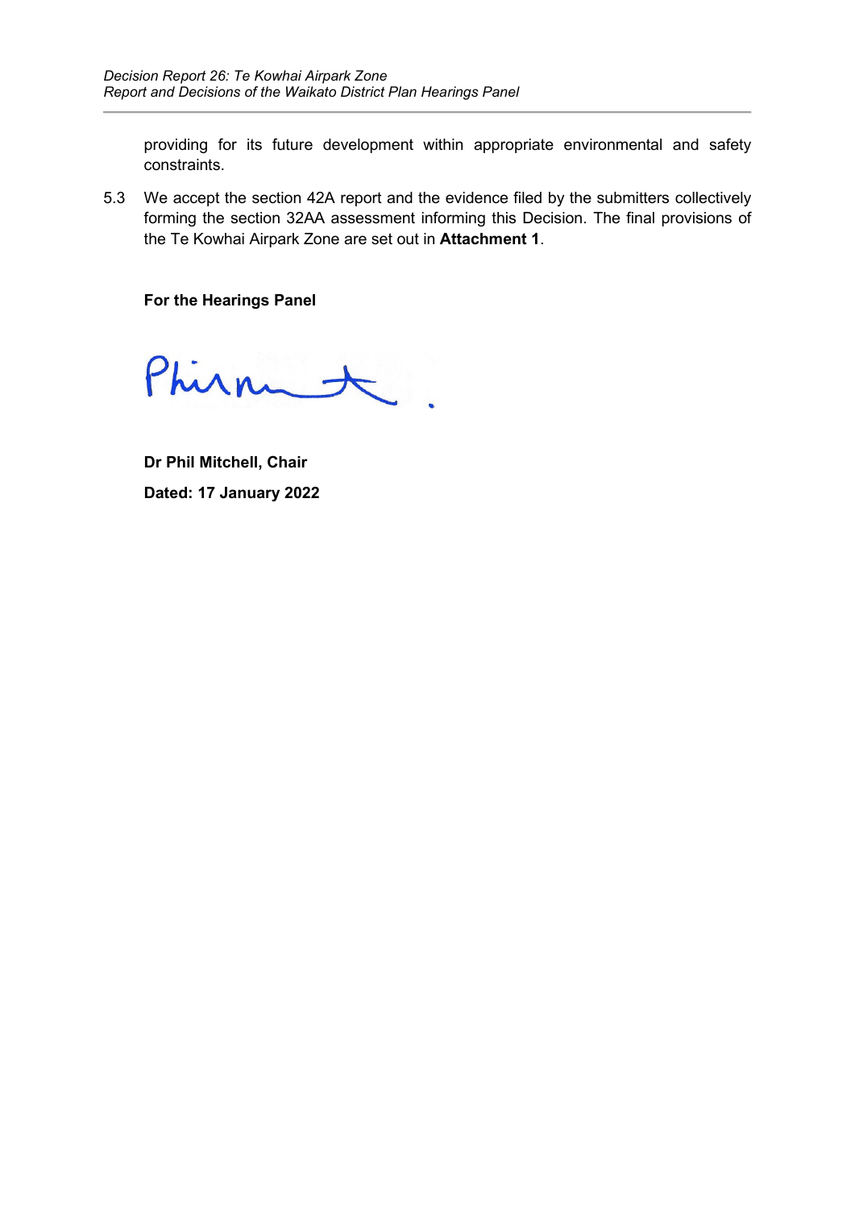providing for its future development within appropriate environmental and safety constraints.

5.3 We accept the section 42A report and the evidence filed by the submitters collectively forming the section 32AA assessment informing this Decision. The final provisions of the Te Kowhai Airpark Zone are set out in **Attachment 1**.

**For the Hearings Panel**

**Dr Phil Mitchell, Chair**

**Dated: 17 January 2022**